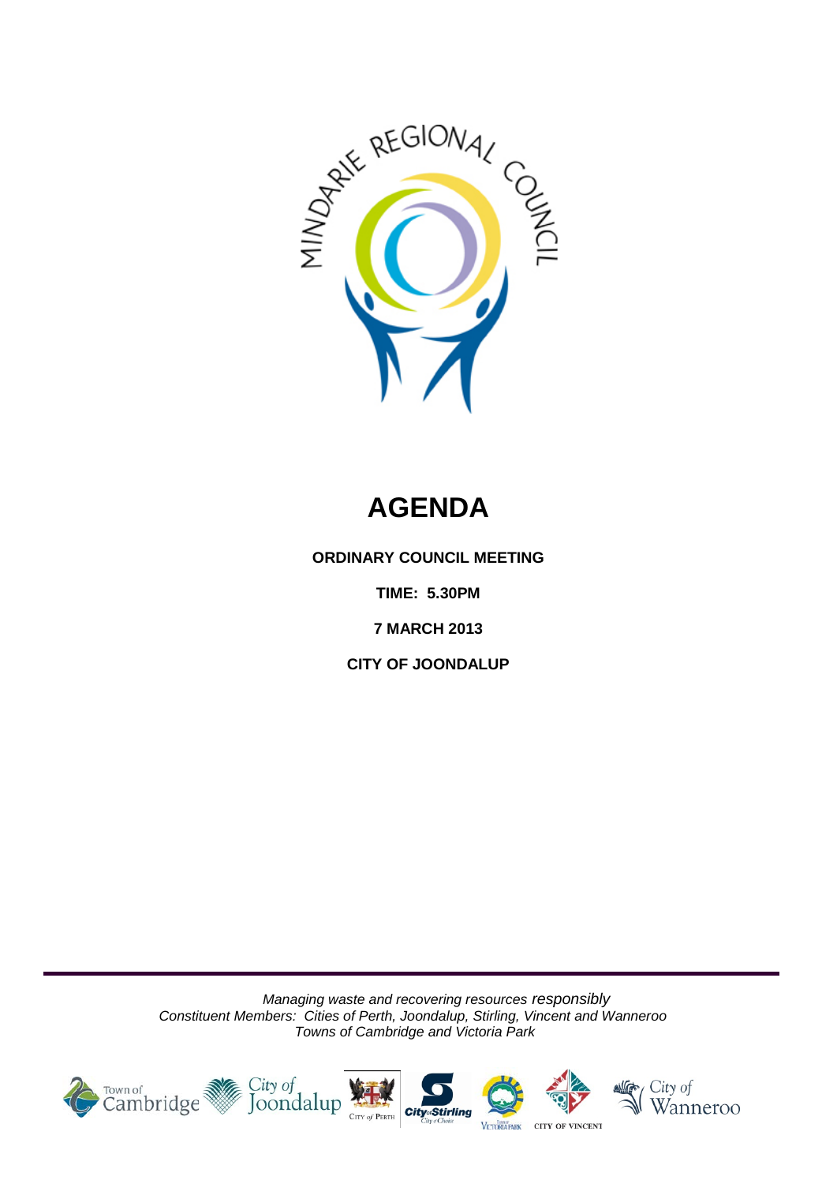MINDARIE REGIONAL COUNCIL

# AGENDA

**ORDINARY COUNCIL MEETING**

**TIME: 5.30PM**

**7 MARCH 2013**

**CITY OF JOONDALUP**

*Managing waste and recovering resources responsibly*
*Constituent Members: Cities of Perth, Joondalup, Stirling, Vincent and Wanneroo*
*Towns of Cambridge and Victoria Park*

Town of Cambridge | City of Joondalup | City of Perth | City of Stirling | Town of Victoria Park | City of Vincent | City of Wanneroo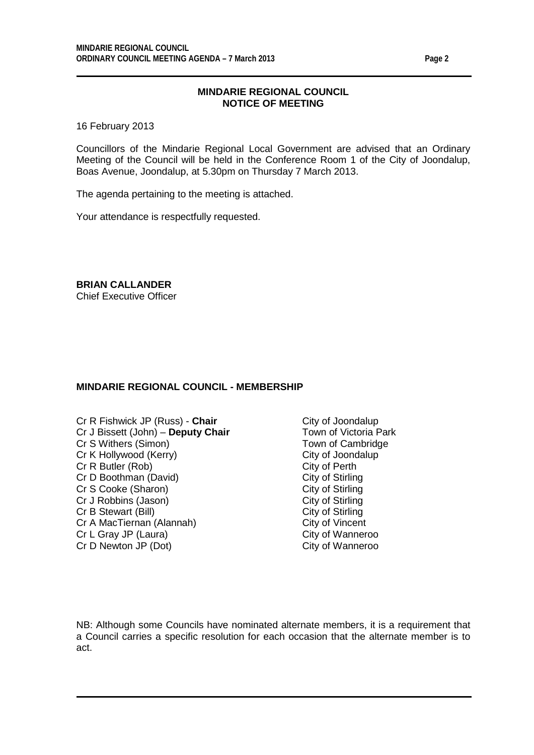## MINDARIE REGIONAL COUNCIL
## NOTICE OF MEETING

16 February 2013

Councillors of the Mindarie Regional Local Government are advised that an Ordinary Meeting of the Council will be held in the Conference Room 1 of the City of Joondalup, Boas Avenue, Joondalup, at 5.30pm on Thursday 7 March 2013.

The agenda pertaining to the meeting is attached.

Your attendance is respectfully requested.

**BRIAN CALLANDER**
Chief Executive Officer

### MINDARIE REGIONAL COUNCIL - MEMBERSHIP

| | |
|---|---|
| Cr R Fishwick JP (Russ) - **Chair** | City of Joondalup |
| Cr J Bissett (John) – **Deputy Chair** | Town of Victoria Park |
| Cr S Withers (Simon) | Town of Cambridge |
| Cr K Hollywood (Kerry) | City of Joondalup |
| Cr R Butler (Rob) | City of Perth |
| Cr D Boothman (David) | City of Stirling |
| Cr S Cooke (Sharon) | City of Stirling |
| Cr J Robbins (Jason) | City of Stirling |
| Cr B Stewart (Bill) | City of Stirling |
| Cr A MacTiernan (Alannah) | City of Vincent |
| Cr L Gray JP (Laura) | City of Wanneroo |
| Cr D Newton JP (Dot) | City of Wanneroo |

NB: Although some Councils have nominated alternate members, it is a requirement that a Council carries a specific resolution for each occasion that the alternate member is to act.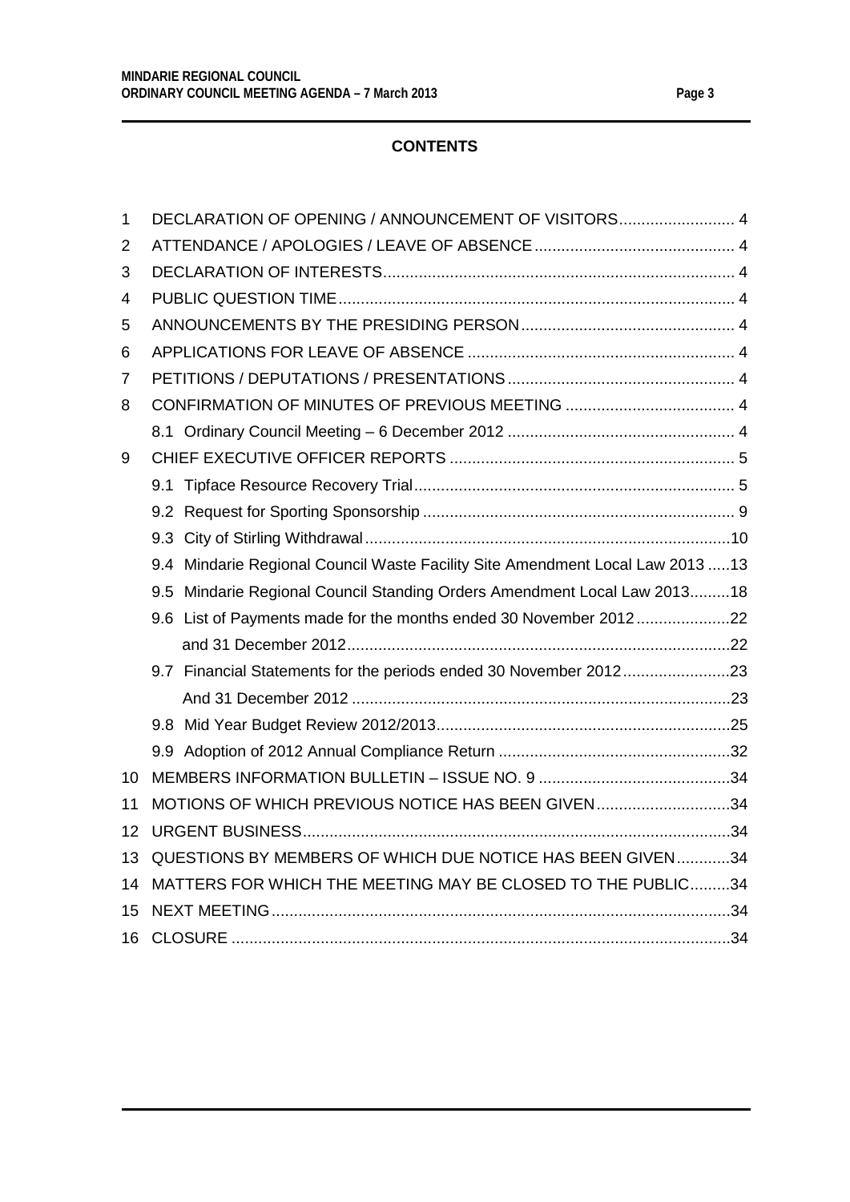## CONTENTS

| | | |
|---|---|---|
| 1 | DECLARATION OF OPENING / ANNOUNCEMENT OF VISITORS | 4 |
| 2 | ATTENDANCE / APOLOGIES / LEAVE OF ABSENCE | 4 |
| 3 | DECLARATION OF INTERESTS | 4 |
| 4 | PUBLIC QUESTION TIME | 4 |
| 5 | ANNOUNCEMENTS BY THE PRESIDING PERSON | 4 |
| 6 | APPLICATIONS FOR LEAVE OF ABSENCE | 4 |
| 7 | PETITIONS / DEPUTATIONS / PRESENTATIONS | 4 |
| 8 | CONFIRMATION OF MINUTES OF PREVIOUS MEETING | 4 |
| | 8.1 Ordinary Council Meeting – 6 December 2012 | 4 |
| 9 | CHIEF EXECUTIVE OFFICER REPORTS | 5 |
| | 9.1 Tipface Resource Recovery Trial | 5 |
| | 9.2 Request for Sporting Sponsorship | 9 |
| | 9.3 City of Stirling Withdrawal | 10 |
| | 9.4 Mindarie Regional Council Waste Facility Site Amendment Local Law 2013 | 13 |
| | 9.5 Mindarie Regional Council Standing Orders Amendment Local Law 2013 | 18 |
| | 9.6 List of Payments made for the months ended 30 November 2012 | 22 |
| | and 31 December 2012 | 22 |
| | 9.7 Financial Statements for the periods ended 30 November 2012 | 23 |
| | And 31 December 2012 | 23 |
| | 9.8 Mid Year Budget Review 2012/2013 | 25 |
| | 9.9 Adoption of 2012 Annual Compliance Return | 32 |
| 10 | MEMBERS INFORMATION BULLETIN – ISSUE NO. 9 | 34 |
| 11 | MOTIONS OF WHICH PREVIOUS NOTICE HAS BEEN GIVEN | 34 |
| 12 | URGENT BUSINESS | 34 |
| 13 | QUESTIONS BY MEMBERS OF WHICH DUE NOTICE HAS BEEN GIVEN | 34 |
| 14 | MATTERS FOR WHICH THE MEETING MAY BE CLOSED TO THE PUBLIC | 34 |
| 15 | NEXT MEETING | 34 |
| 16 | CLOSURE | 34 |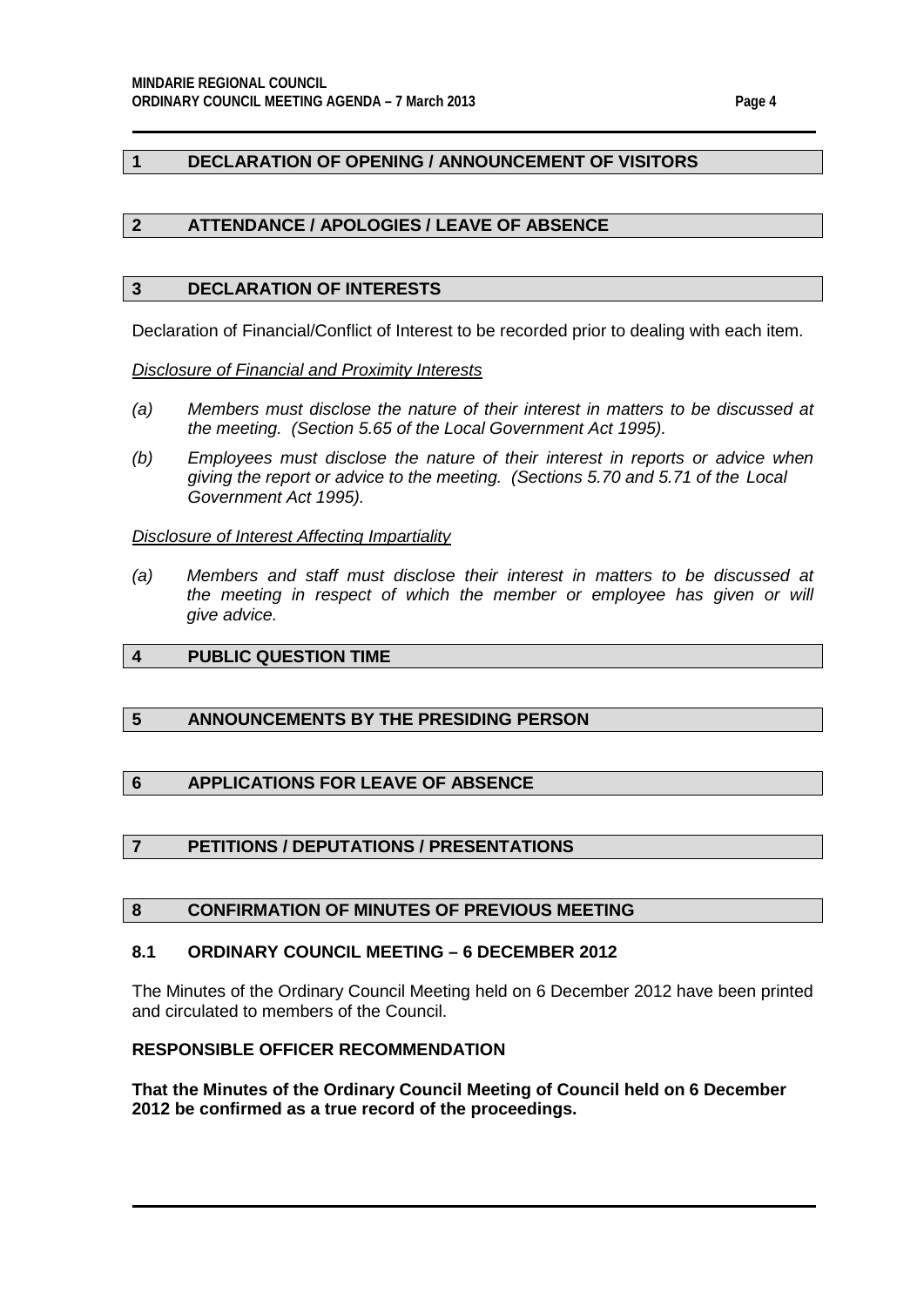## 1 DECLARATION OF OPENING / ANNOUNCEMENT OF VISITORS

## 2 ATTENDANCE / APOLOGIES / LEAVE OF ABSENCE

## 3 DECLARATION OF INTERESTS

Declaration of Financial/Conflict of Interest to be recorded prior to dealing with each item.

*Disclosure of Financial and Proximity Interests*

*(a) Members must disclose the nature of their interest in matters to be discussed at the meeting. (Section 5.65 of the Local Government Act 1995).*

*(b) Employees must disclose the nature of their interest in reports or advice when giving the report or advice to the meeting. (Sections 5.70 and 5.71 of the Local Government Act 1995).*

*Disclosure of Interest Affecting Impartiality*

*(a) Members and staff must disclose their interest in matters to be discussed at the meeting in respect of which the member or employee has given or will give advice.*

## 4 PUBLIC QUESTION TIME

## 5 ANNOUNCEMENTS BY THE PRESIDING PERSON

## 6 APPLICATIONS FOR LEAVE OF ABSENCE

## 7 PETITIONS / DEPUTATIONS / PRESENTATIONS

## 8 CONFIRMATION OF MINUTES OF PREVIOUS MEETING

### 8.1 ORDINARY COUNCIL MEETING – 6 DECEMBER 2012

The Minutes of the Ordinary Council Meeting held on 6 December 2012 have been printed and circulated to members of the Council.

**RESPONSIBLE OFFICER RECOMMENDATION**

**That the Minutes of the Ordinary Council Meeting of Council held on 6 December 2012 be confirmed as a true record of the proceedings.**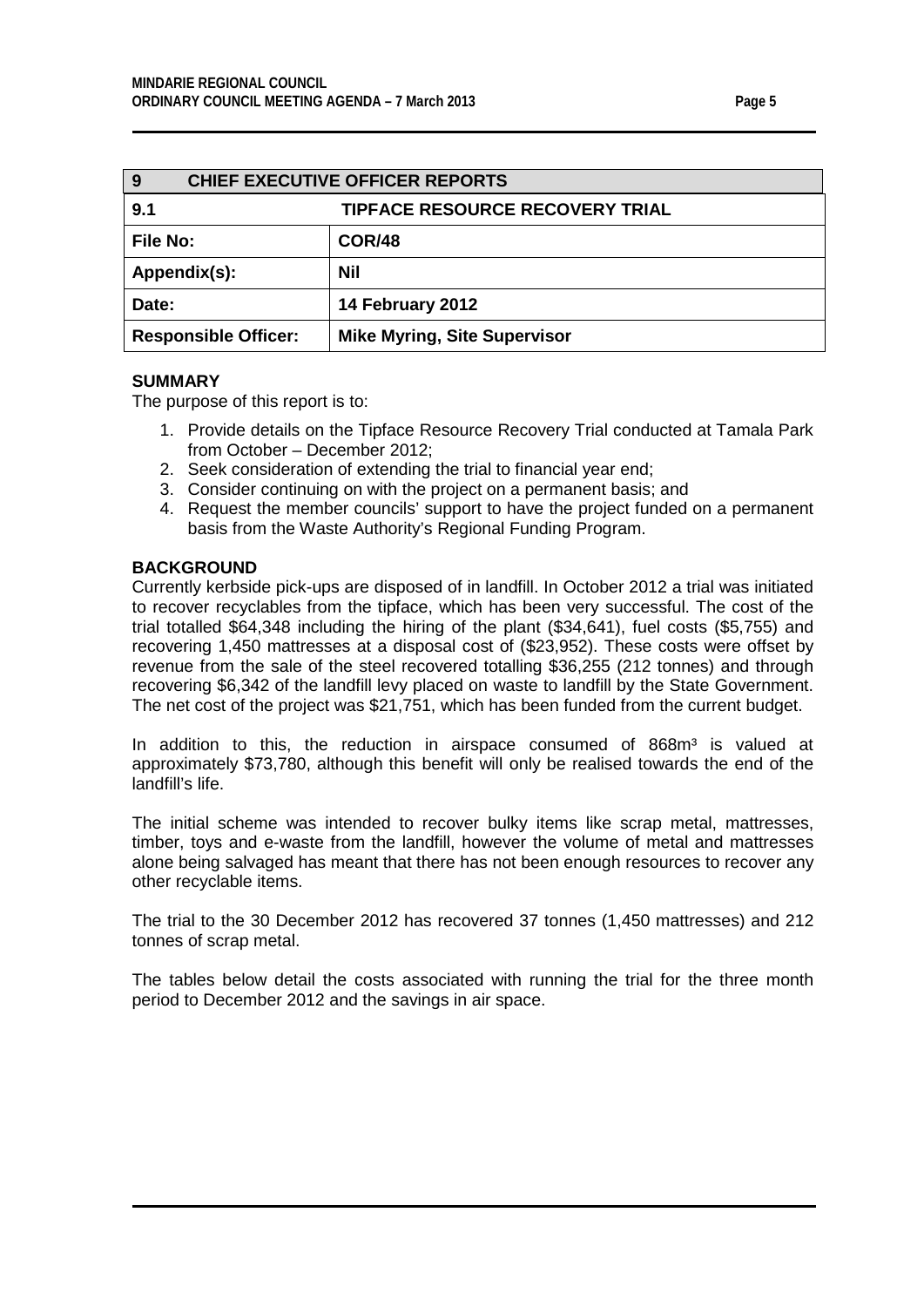| 9 | CHIEF EXECUTIVE OFFICER REPORTS |
|---|---|
| **9.1** | **TIPFACE RESOURCE RECOVERY TRIAL** |
| **File No:** | **COR/48** |
| **Appendix(s):** | **Nil** |
| **Date:** | **14 February 2012** |
| **Responsible Officer:** | **Mike Myring, Site Supervisor** |

**SUMMARY**

The purpose of this report is to:

1. Provide details on the Tipface Resource Recovery Trial conducted at Tamala Park from October – December 2012;
2. Seek consideration of extending the trial to financial year end;
3. Consider continuing on with the project on a permanent basis; and
4. Request the member councils' support to have the project funded on a permanent basis from the Waste Authority's Regional Funding Program.

**BACKGROUND**

Currently kerbside pick-ups are disposed of in landfill. In October 2012 a trial was initiated to recover recyclables from the tipface, which has been very successful. The cost of the trial totalled $64,348 including the hiring of the plant ($34,641), fuel costs ($5,755) and recovering 1,450 mattresses at a disposal cost of ($23,952). These costs were offset by revenue from the sale of the steel recovered totalling $36,255 (212 tonnes) and through recovering $6,342 of the landfill levy placed on waste to landfill by the State Government. The net cost of the project was $21,751, which has been funded from the current budget.

In addition to this, the reduction in airspace consumed of 868m³ is valued at approximately $73,780, although this benefit will only be realised towards the end of the landfill's life.

The initial scheme was intended to recover bulky items like scrap metal, mattresses, timber, toys and e-waste from the landfill, however the volume of metal and mattresses alone being salvaged has meant that there has not been enough resources to recover any other recyclable items.

The trial to the 30 December 2012 has recovered 37 tonnes (1,450 mattresses) and 212 tonnes of scrap metal.

The tables below detail the costs associated with running the trial for the three month period to December 2012 and the savings in air space.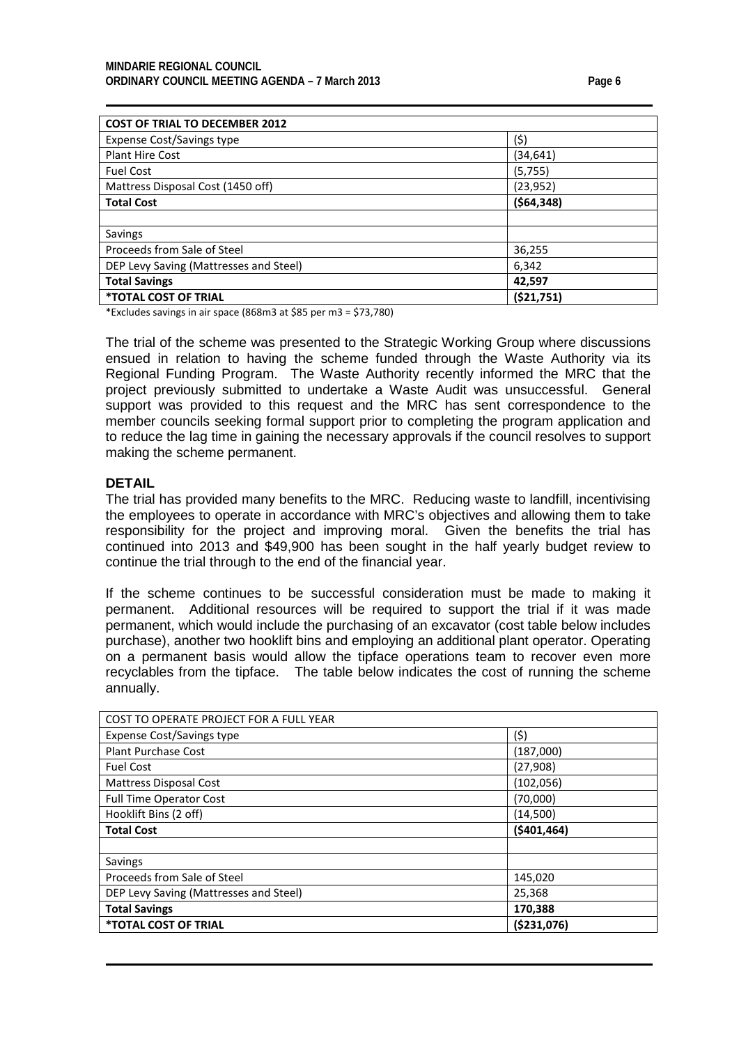| COST OF TRIAL TO DECEMBER 2012 | |
|---|---|
| Expense Cost/Savings type | ($) |
| Plant Hire Cost | (34,641) |
| Fuel Cost | (5,755) |
| Mattress Disposal Cost (1450 off) | (23,952) |
| **Total Cost** | **($64,348)** |
| | |
| Savings | |
| Proceeds from Sale of Steel | 36,255 |
| DEP Levy Saving (Mattresses and Steel) | 6,342 |
| **Total Savings** | **42,597** |
| ***TOTAL COST OF TRIAL** | **($21,751)** |

*Excludes savings in air space (868m3 at $85 per m3 = $73,780)

The trial of the scheme was presented to the Strategic Working Group where discussions ensued in relation to having the scheme funded through the Waste Authority via its Regional Funding Program. The Waste Authority recently informed the MRC that the project previously submitted to undertake a Waste Audit was unsuccessful. General support was provided to this request and the MRC has sent correspondence to the member councils seeking formal support prior to completing the program application and to reduce the lag time in gaining the necessary approvals if the council resolves to support making the scheme permanent.

## DETAIL

The trial has provided many benefits to the MRC. Reducing waste to landfill, incentivising the employees to operate in accordance with MRC's objectives and allowing them to take responsibility for the project and improving moral. Given the benefits the trial has continued into 2013 and $49,900 has been sought in the half yearly budget review to continue the trial through to the end of the financial year.

If the scheme continues to be successful consideration must be made to making it permanent. Additional resources will be required to support the trial if it was made permanent, which would include the purchasing of an excavator (cost table below includes purchase), another two hooklift bins and employing an additional plant operator. Operating on a permanent basis would allow the tipface operations team to recover even more recyclables from the tipface. The table below indicates the cost of running the scheme annually.

| COST TO OPERATE PROJECT FOR A FULL YEAR | |
|---|---|
| Expense Cost/Savings type | ($) |
| Plant Purchase Cost | (187,000) |
| Fuel Cost | (27,908) |
| Mattress Disposal Cost | (102,056) |
| Full Time Operator Cost | (70,000) |
| Hooklift Bins (2 off) | (14,500) |
| **Total Cost** | **($401,464)** |
| | |
| Savings | |
| Proceeds from Sale of Steel | 145,020 |
| DEP Levy Saving (Mattresses and Steel) | 25,368 |
| **Total Savings** | **170,388** |
| ***TOTAL COST OF TRIAL** | **($231,076)** |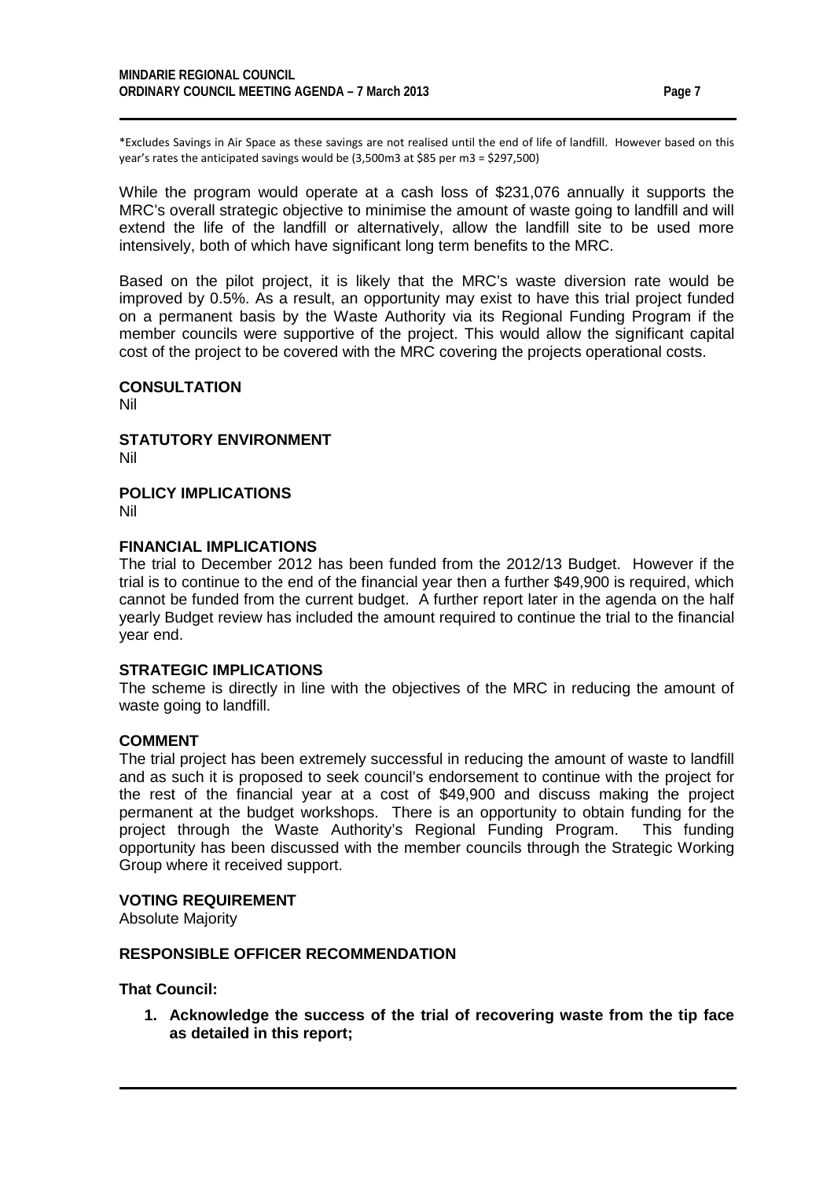*Excludes Savings in Air Space as these savings are not realised until the end of life of landfill. However based on this year's rates the anticipated savings would be (3,500m3 at $85 per m3 = $297,500)

While the program would operate at a cash loss of $231,076 annually it supports the MRC's overall strategic objective to minimise the amount of waste going to landfill and will extend the life of the landfill or alternatively, allow the landfill site to be used more intensively, both of which have significant long term benefits to the MRC.

Based on the pilot project, it is likely that the MRC's waste diversion rate would be improved by 0.5%. As a result, an opportunity may exist to have this trial project funded on a permanent basis by the Waste Authority via its Regional Funding Program if the member councils were supportive of the project. This would allow the significant capital cost of the project to be covered with the MRC covering the projects operational costs.

**CONSULTATION**

Nil

**STATUTORY ENVIRONMENT**

Nil

**POLICY IMPLICATIONS**

Nil

**FINANCIAL IMPLICATIONS**

The trial to December 2012 has been funded from the 2012/13 Budget. However if the trial is to continue to the end of the financial year then a further $49,900 is required, which cannot be funded from the current budget. A further report later in the agenda on the half yearly Budget review has included the amount required to continue the trial to the financial year end.

**STRATEGIC IMPLICATIONS**

The scheme is directly in line with the objectives of the MRC in reducing the amount of waste going to landfill.

**COMMENT**

The trial project has been extremely successful in reducing the amount of waste to landfill and as such it is proposed to seek council's endorsement to continue with the project for the rest of the financial year at a cost of $49,900 and discuss making the project permanent at the budget workshops. There is an opportunity to obtain funding for the project through the Waste Authority's Regional Funding Program. This funding opportunity has been discussed with the member councils through the Strategic Working Group where it received support.

**VOTING REQUIREMENT**

Absolute Majority

**RESPONSIBLE OFFICER RECOMMENDATION**

**That Council:**

1. **Acknowledge the success of the trial of recovering waste from the tip face as detailed in this report;**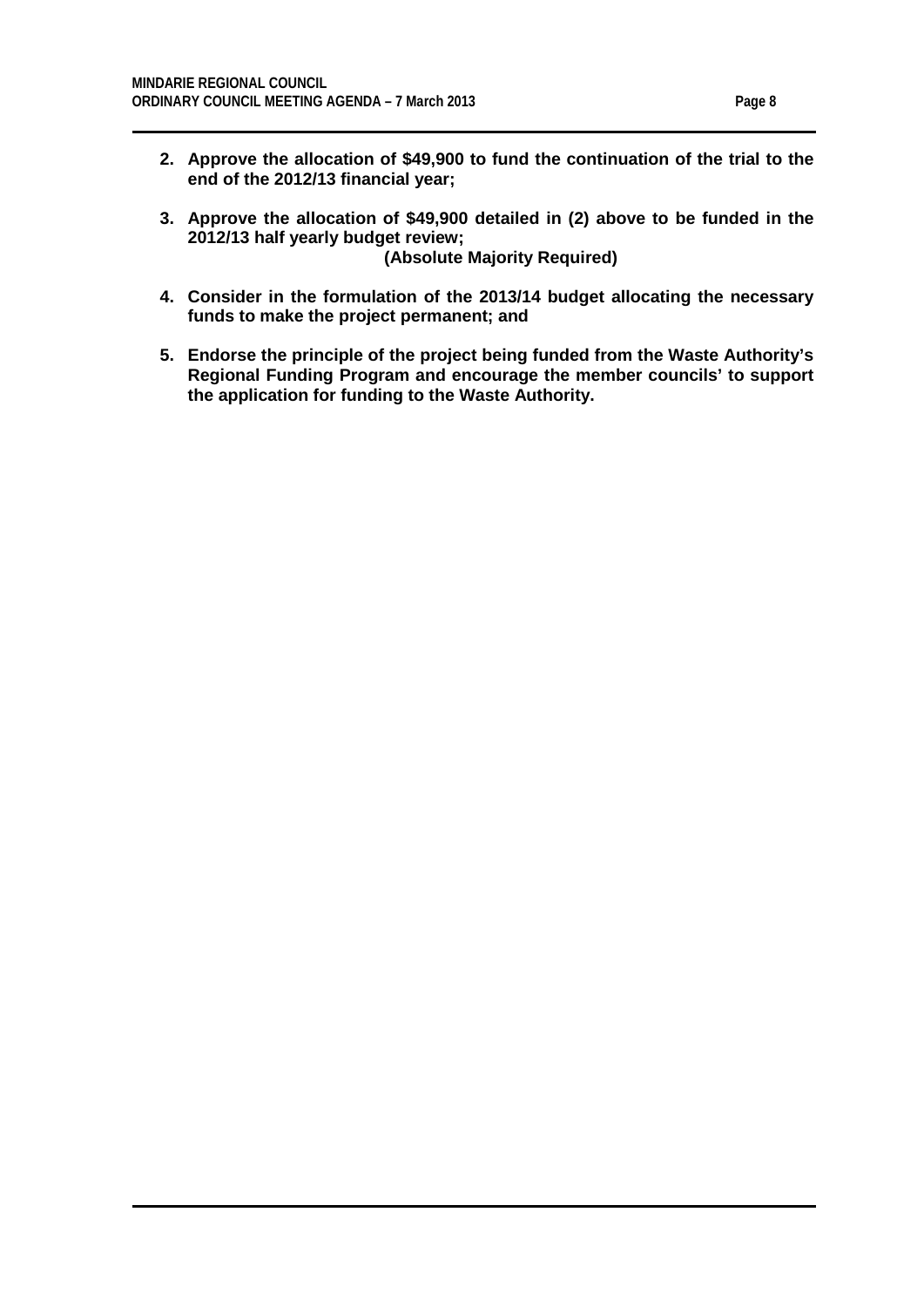2. **Approve the allocation of $49,900 to fund the continuation of the trial to the end of the 2012/13 financial year;**

3. **Approve the allocation of $49,900 detailed in (2) above to be funded in the 2012/13 half yearly budget review;**

   **(Absolute Majority Required)**

4. **Consider in the formulation of the 2013/14 budget allocating the necessary funds to make the project permanent; and**

5. **Endorse the principle of the project being funded from the Waste Authority's Regional Funding Program and encourage the member councils' to support the application for funding to the Waste Authority.**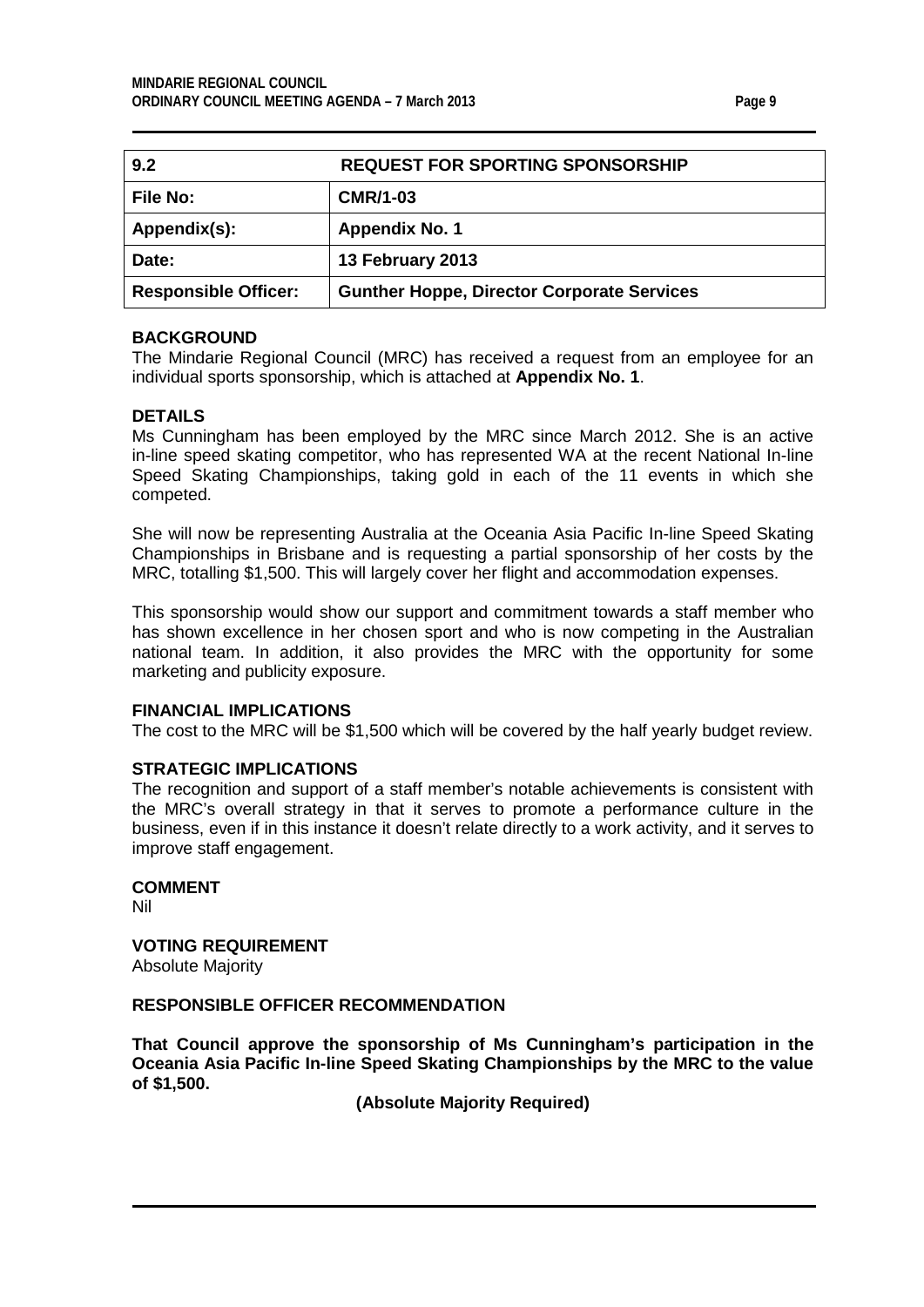| 9.2 | REQUEST FOR SPORTING SPONSORSHIP |
| --- | --- |
| **File No:** | **CMR/1-03** |
| **Appendix(s):** | **Appendix No. 1** |
| **Date:** | **13 February 2013** |
| **Responsible Officer:** | **Gunther Hoppe, Director Corporate Services** |

**BACKGROUND**

The Mindarie Regional Council (MRC) has received a request from an employee for an individual sports sponsorship, which is attached at **Appendix No. 1**.

**DETAILS**

Ms Cunningham has been employed by the MRC since March 2012. She is an active in-line speed skating competitor, who has represented WA at the recent National In-line Speed Skating Championships, taking gold in each of the 11 events in which she competed.

She will now be representing Australia at the Oceania Asia Pacific In-line Speed Skating Championships in Brisbane and is requesting a partial sponsorship of her costs by the MRC, totalling $1,500. This will largely cover her flight and accommodation expenses.

This sponsorship would show our support and commitment towards a staff member who has shown excellence in her chosen sport and who is now competing in the Australian national team. In addition, it also provides the MRC with the opportunity for some marketing and publicity exposure.

**FINANCIAL IMPLICATIONS**

The cost to the MRC will be $1,500 which will be covered by the half yearly budget review.

**STRATEGIC IMPLICATIONS**

The recognition and support of a staff member's notable achievements is consistent with the MRC's overall strategy in that it serves to promote a performance culture in the business, even if in this instance it doesn't relate directly to a work activity, and it serves to improve staff engagement.

**COMMENT**

Nil

**VOTING REQUIREMENT**

Absolute Majority

**RESPONSIBLE OFFICER RECOMMENDATION**

**That Council approve the sponsorship of Ms Cunningham's participation in the Oceania Asia Pacific In-line Speed Skating Championships by the MRC to the value of $1,500.**

**(Absolute Majority Required)**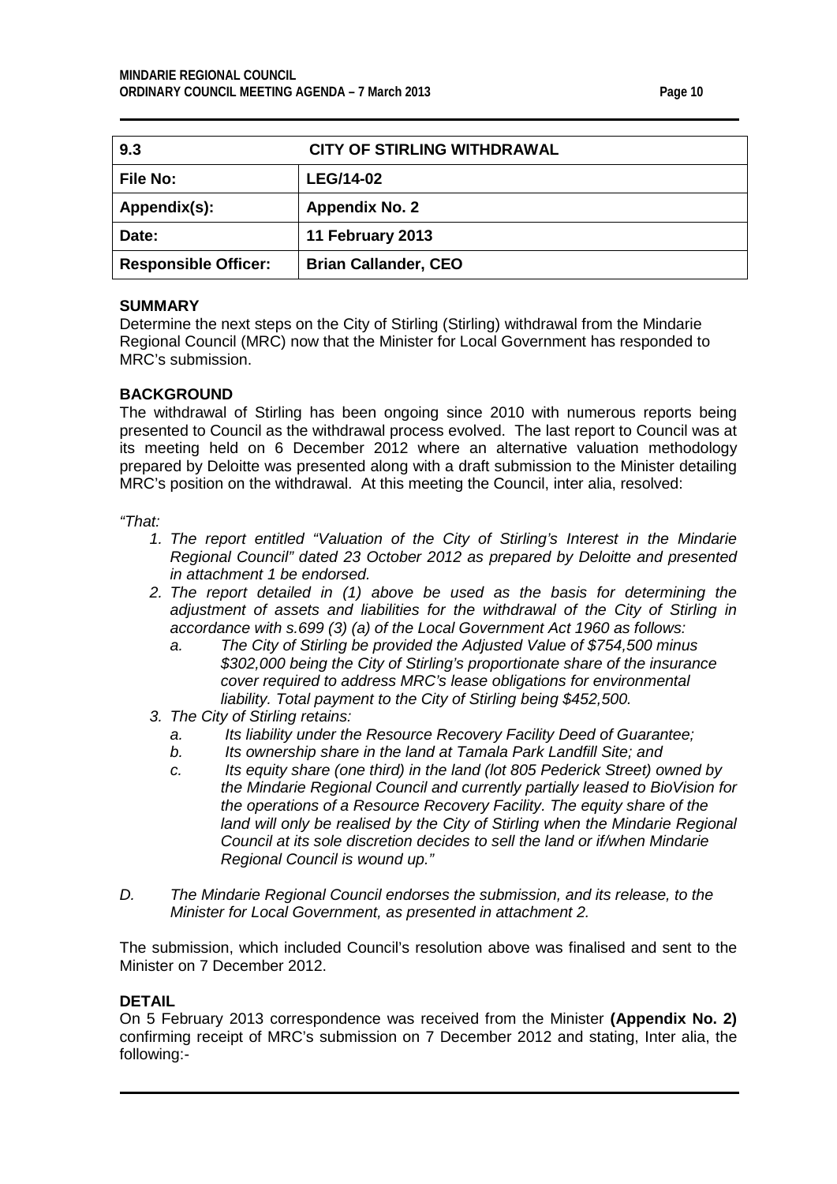| 9.3 | CITY OF STIRLING WITHDRAWAL |
|---|---|
| File No: | LEG/14-02 |
| Appendix(s): | Appendix No. 2 |
| Date: | 11 February 2013 |
| Responsible Officer: | Brian Callander, CEO |

**SUMMARY**

Determine the next steps on the City of Stirling (Stirling) withdrawal from the Mindarie Regional Council (MRC) now that the Minister for Local Government has responded to MRC's submission.

**BACKGROUND**

The withdrawal of Stirling has been ongoing since 2010 with numerous reports being presented to Council as the withdrawal process evolved. The last report to Council was at its meeting held on 6 December 2012 where an alternative valuation methodology prepared by Deloitte was presented along with a draft submission to the Minister detailing MRC's position on the withdrawal. At this meeting the Council, inter alia, resolved:

*"That:*

1. *The report entitled "Valuation of the City of Stirling's Interest in the Mindarie Regional Council" dated 23 October 2012 as prepared by Deloitte and presented in attachment 1 be endorsed.*
2. *The report detailed in (1) above be used as the basis for determining the adjustment of assets and liabilities for the withdrawal of the City of Stirling in accordance with s.699 (3) (a) of the Local Government Act 1960 as follows:*
   a. *The City of Stirling be provided the Adjusted Value of $754,500 minus $302,000 being the City of Stirling's proportionate share of the insurance cover required to address MRC's lease obligations for environmental liability. Total payment to the City of Stirling being $452,500.*
3. *The City of Stirling retains:*
   a. *Its liability under the Resource Recovery Facility Deed of Guarantee;*
   b. *Its ownership share in the land at Tamala Park Landfill Site; and*
   c. *Its equity share (one third) in the land (lot 805 Pederick Street) owned by the Mindarie Regional Council and currently partially leased to BioVision for the operations of a Resource Recovery Facility. The equity share of the land will only be realised by the City of Stirling when the Mindarie Regional Council at its sole discretion decides to sell the land or if/when Mindarie Regional Council is wound up."*

*D. The Mindarie Regional Council endorses the submission, and its release, to the Minister for Local Government, as presented in attachment 2.*

The submission, which included Council's resolution above was finalised and sent to the Minister on 7 December 2012.

**DETAIL**

On 5 February 2013 correspondence was received from the Minister **(Appendix No. 2)** confirming receipt of MRC's submission on 7 December 2012 and stating, Inter alia, the following:-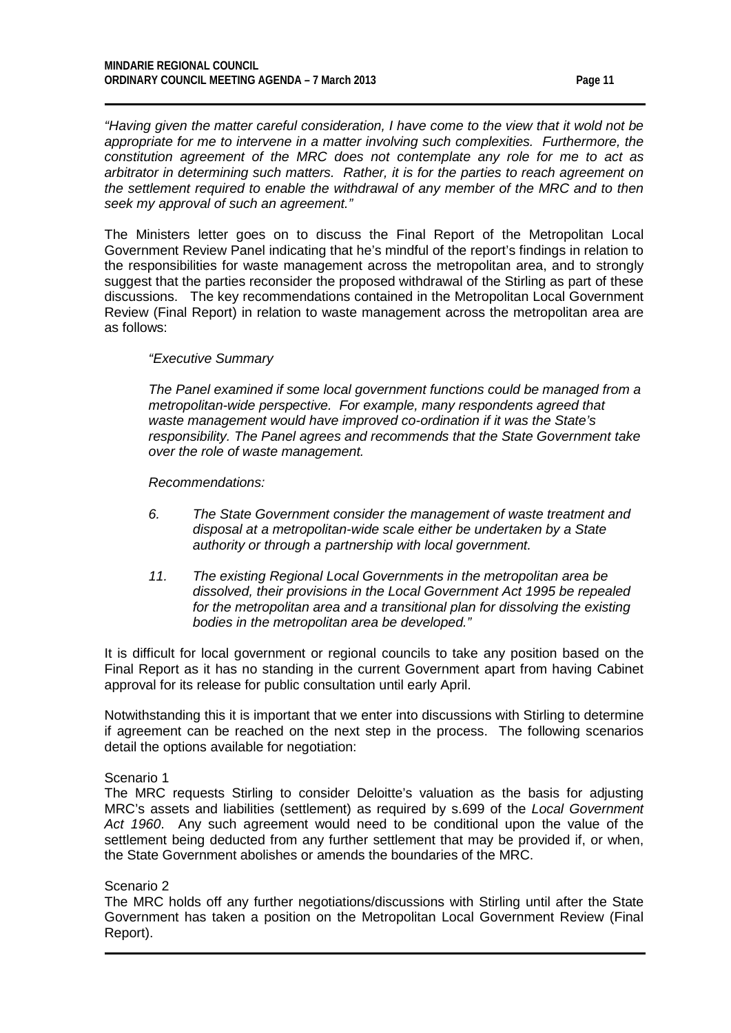*"Having given the matter careful consideration, I have come to the view that it wold not be appropriate for me to intervene in a matter involving such complexities. Furthermore, the constitution agreement of the MRC does not contemplate any role for me to act as arbitrator in determining such matters. Rather, it is for the parties to reach agreement on the settlement required to enable the withdrawal of any member of the MRC and to then seek my approval of such an agreement."*

The Ministers letter goes on to discuss the Final Report of the Metropolitan Local Government Review Panel indicating that he's mindful of the report's findings in relation to the responsibilities for waste management across the metropolitan area, and to strongly suggest that the parties reconsider the proposed withdrawal of the Stirling as part of these discussions. The key recommendations contained in the Metropolitan Local Government Review (Final Report) in relation to waste management across the metropolitan area are as follows:

> *"Executive Summary*
>
> *The Panel examined if some local government functions could be managed from a metropolitan-wide perspective. For example, many respondents agreed that waste management would have improved co-ordination if it was the State's responsibility. The Panel agrees and recommends that the State Government take over the role of waste management.*
>
> *Recommendations:*
>
> *6. The State Government consider the management of waste treatment and disposal at a metropolitan-wide scale either be undertaken by a State authority or through a partnership with local government.*
>
> *11. The existing Regional Local Governments in the metropolitan area be dissolved, their provisions in the Local Government Act 1995 be repealed for the metropolitan area and a transitional plan for dissolving the existing bodies in the metropolitan area be developed."*

It is difficult for local government or regional councils to take any position based on the Final Report as it has no standing in the current Government apart from having Cabinet approval for its release for public consultation until early April.

Notwithstanding this it is important that we enter into discussions with Stirling to determine if agreement can be reached on the next step in the process. The following scenarios detail the options available for negotiation:

Scenario 1
The MRC requests Stirling to consider Deloitte's valuation as the basis for adjusting MRC's assets and liabilities (settlement) as required by s.699 of the *Local Government Act 1960*. Any such agreement would need to be conditional upon the value of the settlement being deducted from any further settlement that may be provided if, or when, the State Government abolishes or amends the boundaries of the MRC.

Scenario 2
The MRC holds off any further negotiations/discussions with Stirling until after the State Government has taken a position on the Metropolitan Local Government Review (Final Report).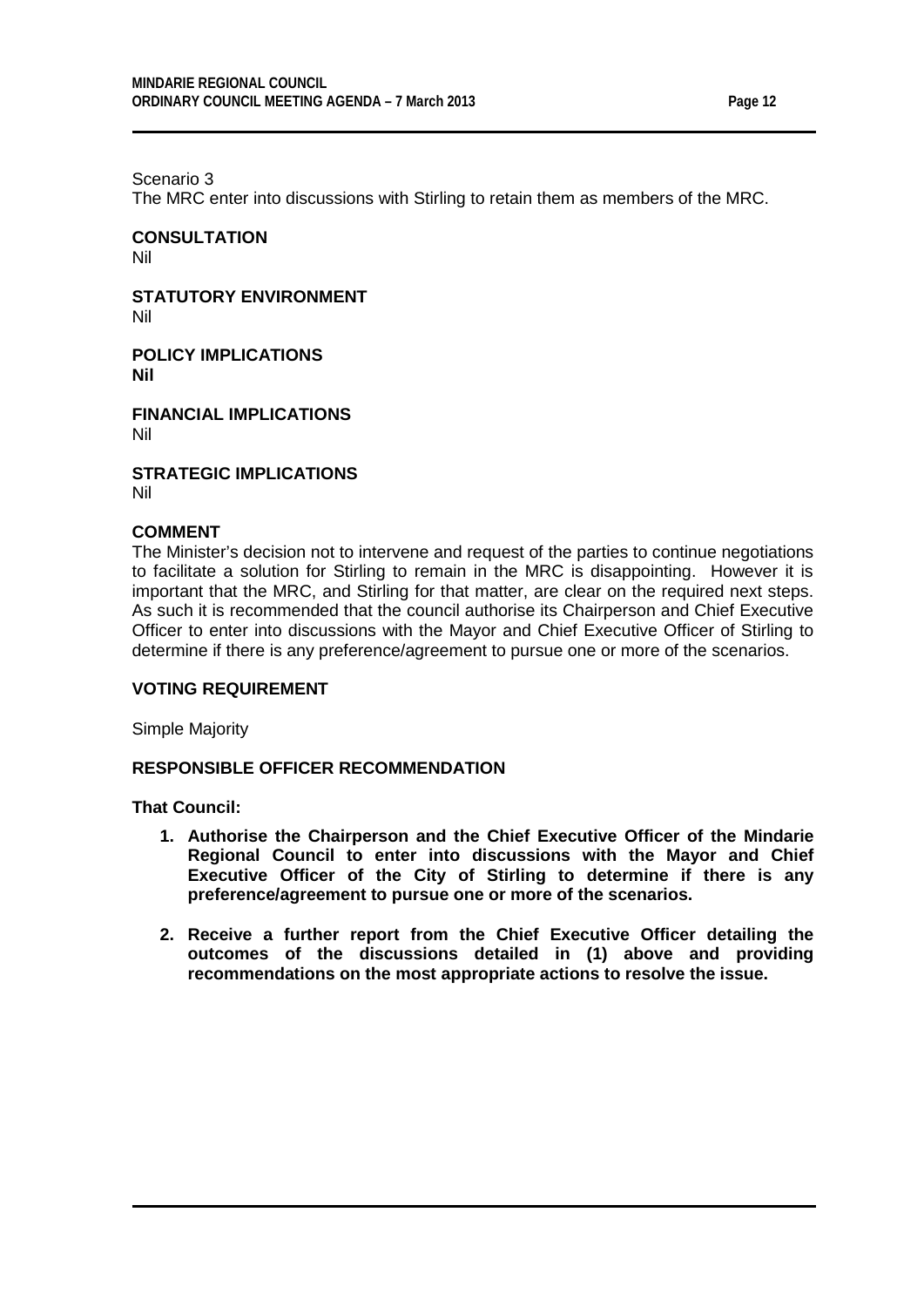Scenario 3

The MRC enter into discussions with Stirling to retain them as members of the MRC.

**CONSULTATION**

Nil

**STATUTORY ENVIRONMENT**

Nil

**POLICY IMPLICATIONS**

**Nil**

**FINANCIAL IMPLICATIONS**

Nil

**STRATEGIC IMPLICATIONS**

Nil

**COMMENT**

The Minister's decision not to intervene and request of the parties to continue negotiations to facilitate a solution for Stirling to remain in the MRC is disappointing. However it is important that the MRC, and Stirling for that matter, are clear on the required next steps. As such it is recommended that the council authorise its Chairperson and Chief Executive Officer to enter into discussions with the Mayor and Chief Executive Officer of Stirling to determine if there is any preference/agreement to pursue one or more of the scenarios.

**VOTING REQUIREMENT**

Simple Majority

**RESPONSIBLE OFFICER RECOMMENDATION**

**That Council:**

1. **Authorise the Chairperson and the Chief Executive Officer of the Mindarie Regional Council to enter into discussions with the Mayor and Chief Executive Officer of the City of Stirling to determine if there is any preference/agreement to pursue one or more of the scenarios.**
2. **Receive a further report from the Chief Executive Officer detailing the outcomes of the discussions detailed in (1) above and providing recommendations on the most appropriate actions to resolve the issue.**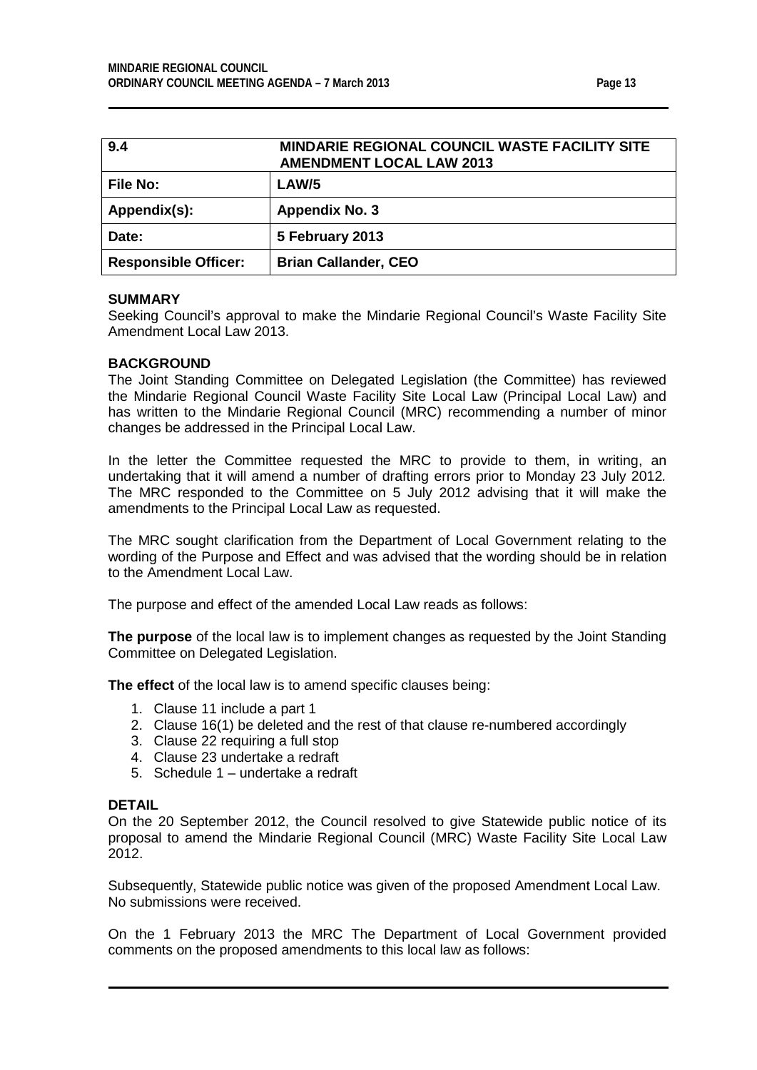| 9.4 | MINDARIE REGIONAL COUNCIL WASTE FACILITY SITE AMENDMENT LOCAL LAW 2013 |
|---|---|
| **File No:** | **LAW/5** |
| **Appendix(s):** | **Appendix No. 3** |
| **Date:** | **5 February 2013** |
| **Responsible Officer:** | **Brian Callander, CEO** |

**SUMMARY**

Seeking Council's approval to make the Mindarie Regional Council's Waste Facility Site Amendment Local Law 2013.

**BACKGROUND**

The Joint Standing Committee on Delegated Legislation (the Committee) has reviewed the Mindarie Regional Council Waste Facility Site Local Law (Principal Local Law) and has written to the Mindarie Regional Council (MRC) recommending a number of minor changes be addressed in the Principal Local Law.

In the letter the Committee requested the MRC to provide to them, in writing, an undertaking that it will amend a number of drafting errors prior to Monday 23 July 2012. The MRC responded to the Committee on 5 July 2012 advising that it will make the amendments to the Principal Local Law as requested.

The MRC sought clarification from the Department of Local Government relating to the wording of the Purpose and Effect and was advised that the wording should be in relation to the Amendment Local Law.

The purpose and effect of the amended Local Law reads as follows:

**The purpose** of the local law is to implement changes as requested by the Joint Standing Committee on Delegated Legislation.

**The effect** of the local law is to amend specific clauses being:

1. Clause 11 include a part 1
2. Clause 16(1) be deleted and the rest of that clause re-numbered accordingly
3. Clause 22 requiring a full stop
4. Clause 23 undertake a redraft
5. Schedule 1 – undertake a redraft

**DETAIL**

On the 20 September 2012, the Council resolved to give Statewide public notice of its proposal to amend the Mindarie Regional Council (MRC) Waste Facility Site Local Law 2012.

Subsequently, Statewide public notice was given of the proposed Amendment Local Law. No submissions were received.

On the 1 February 2013 the MRC The Department of Local Government provided comments on the proposed amendments to this local law as follows: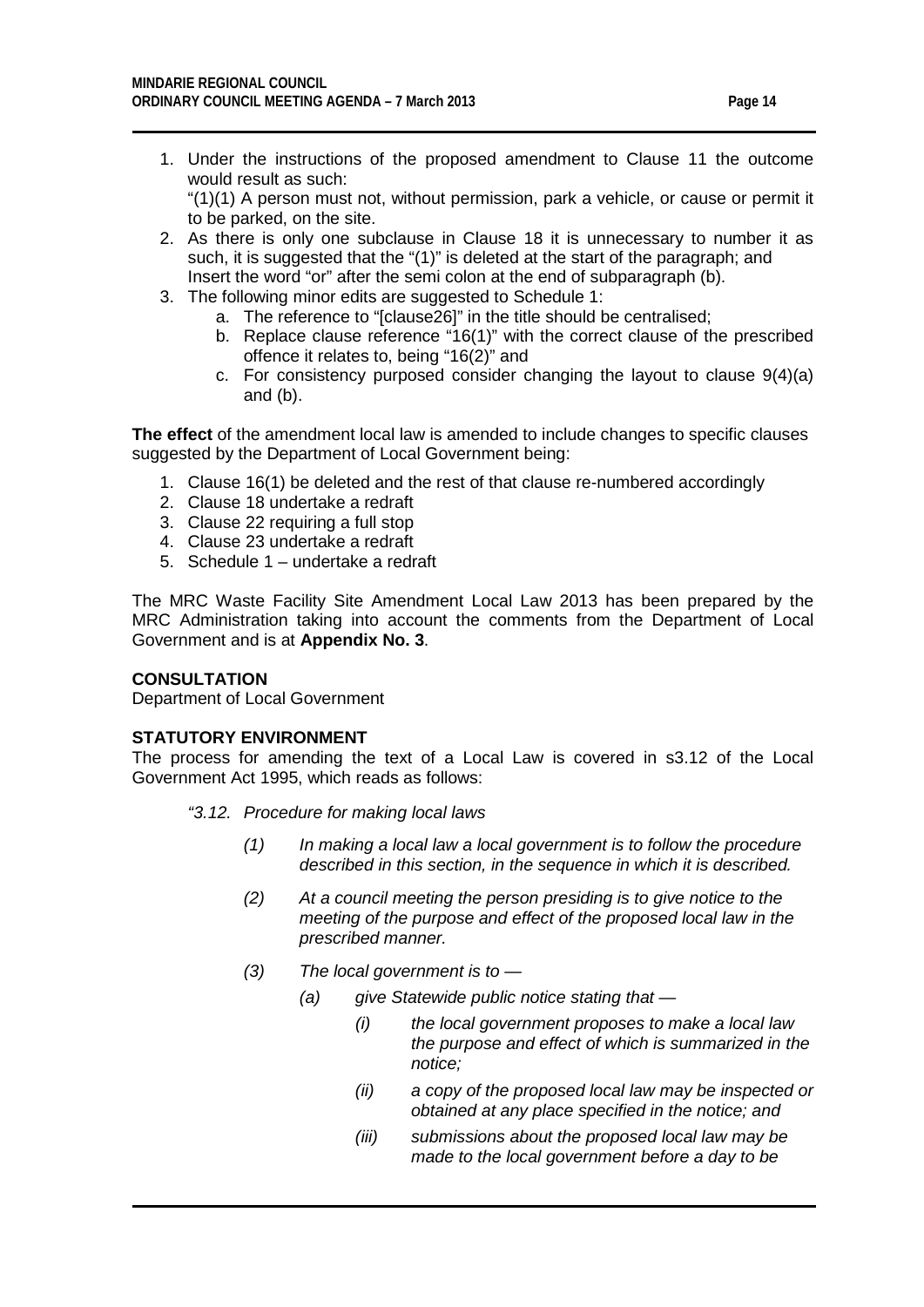1. Under the instructions of the proposed amendment to Clause 11 the outcome would result as such:
   "(1)(1) A person must not, without permission, park a vehicle, or cause or permit it to be parked, on the site.
2. As there is only one subclause in Clause 18 it is unnecessary to number it as such, it is suggested that the "(1)" is deleted at the start of the paragraph; and Insert the word "or" after the semi colon at the end of subparagraph (b).
3. The following minor edits are suggested to Schedule 1:
   a. The reference to "[clause26]" in the title should be centralised;
   b. Replace clause reference "16(1)" with the correct clause of the prescribed offence it relates to, being "16(2)" and
   c. For consistency purposed consider changing the layout to clause 9(4)(a) and (b).

**The effect** of the amendment local law is amended to include changes to specific clauses suggested by the Department of Local Government being:

1. Clause 16(1) be deleted and the rest of that clause re-numbered accordingly
2. Clause 18 undertake a redraft
3. Clause 22 requiring a full stop
4. Clause 23 undertake a redraft
5. Schedule 1 – undertake a redraft

The MRC Waste Facility Site Amendment Local Law 2013 has been prepared by the MRC Administration taking into account the comments from the Department of Local Government and is at **Appendix No. 3**.

**CONSULTATION**

Department of Local Government

**STATUTORY ENVIRONMENT**

The process for amending the text of a Local Law is covered in s3.12 of the Local Government Act 1995, which reads as follows:

*"3.12. Procedure for making local laws*

> *(1) In making a local law a local government is to follow the procedure described in this section, in the sequence in which it is described.*
>
> *(2) At a council meeting the person presiding is to give notice to the meeting of the purpose and effect of the proposed local law in the prescribed manner.*
>
> *(3) The local government is to —*
>
> > *(a) give Statewide public notice stating that —*
> >
> > > *(i) the local government proposes to make a local law the purpose and effect of which is summarized in the notice;*
> > >
> > > *(ii) a copy of the proposed local law may be inspected or obtained at any place specified in the notice; and*
> > >
> > > *(iii) submissions about the proposed local law may be made to the local government before a day to be*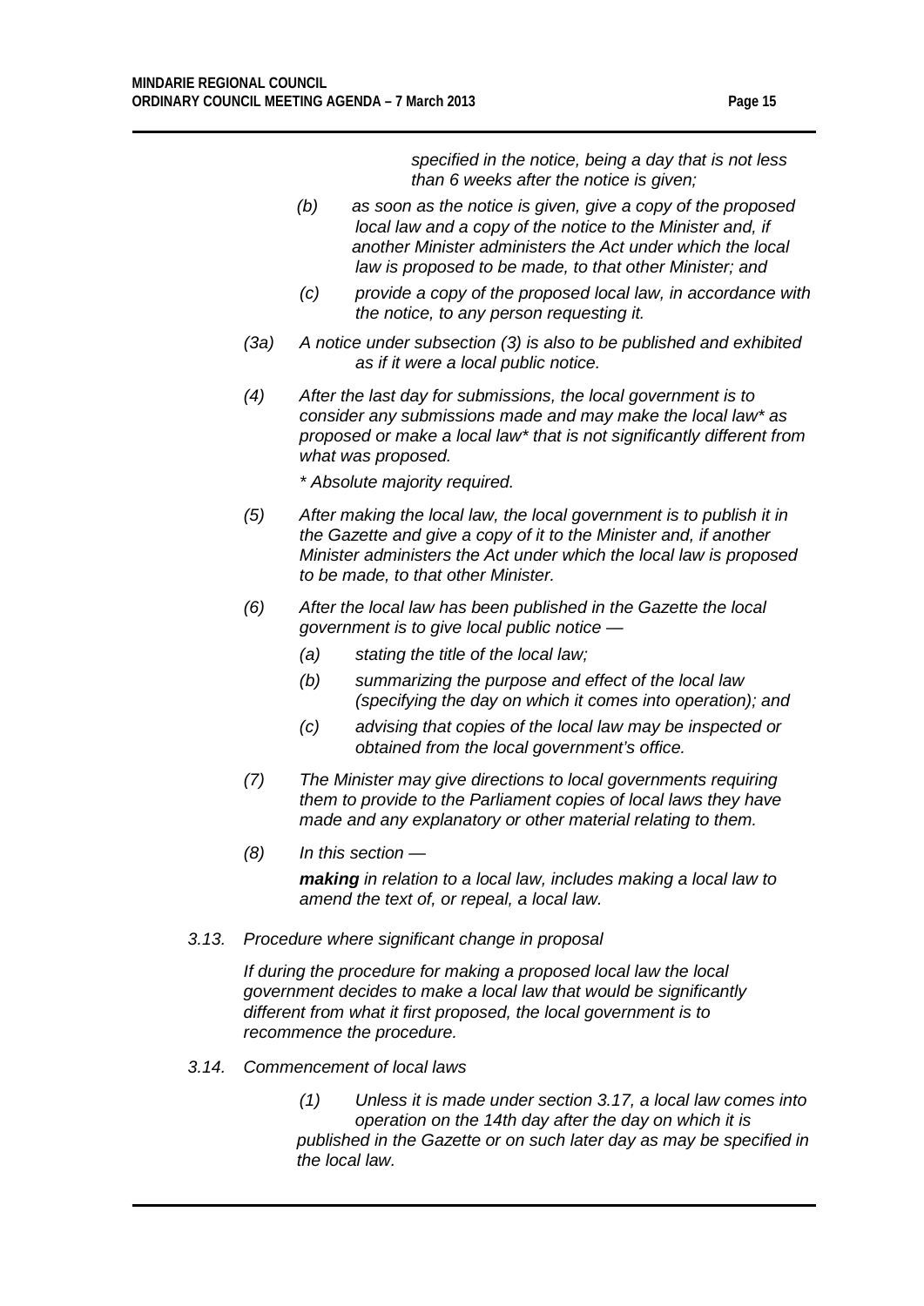*specified in the notice, being a day that is not less than 6 weeks after the notice is given;*

*(b) as soon as the notice is given, give a copy of the proposed local law and a copy of the notice to the Minister and, if another Minister administers the Act under which the local law is proposed to be made, to that other Minister; and*

*(c) provide a copy of the proposed local law, in accordance with the notice, to any person requesting it.*

*(3a) A notice under subsection (3) is also to be published and exhibited as if it were a local public notice.*

*(4) After the last day for submissions, the local government is to consider any submissions made and may make the local law* as proposed or make a local law* that is not significantly different from what was proposed.*

*\* Absolute majority required.*

*(5) After making the local law, the local government is to publish it in the Gazette and give a copy of it to the Minister and, if another Minister administers the Act under which the local law is proposed to be made, to that other Minister.*

*(6) After the local law has been published in the Gazette the local government is to give local public notice —*

*(a) stating the title of the local law;*

*(b) summarizing the purpose and effect of the local law (specifying the day on which it comes into operation); and*

*(c) advising that copies of the local law may be inspected or obtained from the local government's office.*

*(7) The Minister may give directions to local governments requiring them to provide to the Parliament copies of local laws they have made and any explanatory or other material relating to them.*

*(8) In this section —*

***making** in relation to a local law, includes making a local law to amend the text of, or repeal, a local law.*

*3.13. Procedure where significant change in proposal*

*If during the procedure for making a proposed local law the local government decides to make a local law that would be significantly different from what it first proposed, the local government is to recommence the procedure.*

*3.14. Commencement of local laws*

*(1) Unless it is made under section 3.17, a local law comes into operation on the 14th day after the day on which it is published in the Gazette or on such later day as may be specified in the local law.*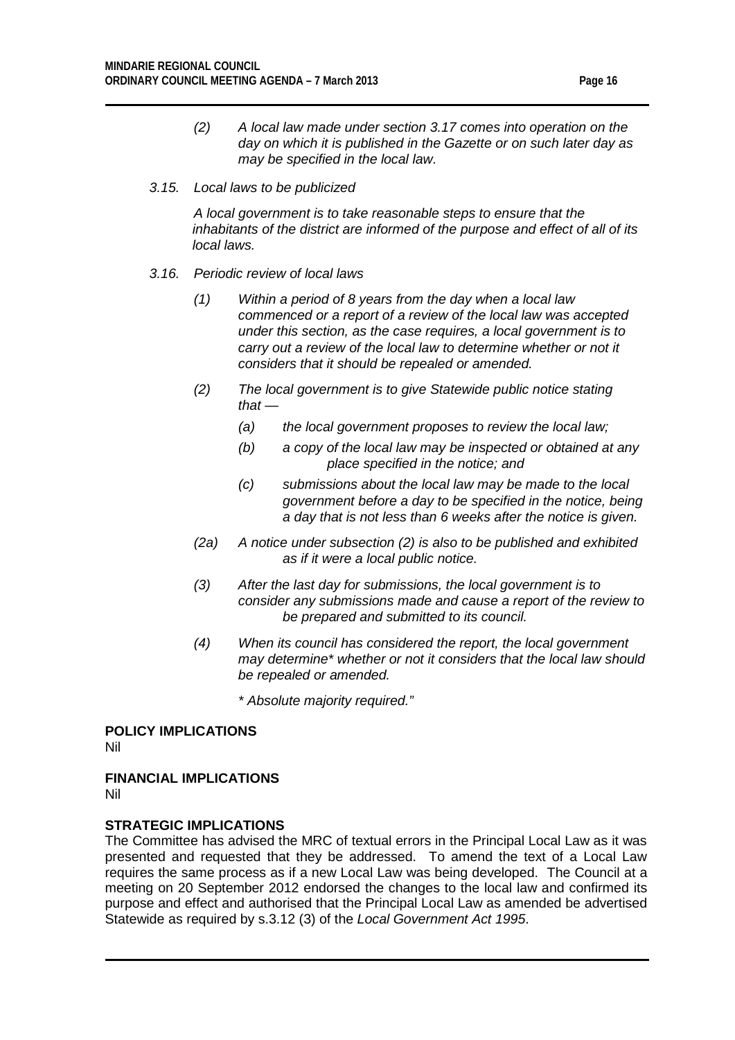*(2) A local law made under section 3.17 comes into operation on the day on which it is published in the Gazette or on such later day as may be specified in the local law.*

*3.15. Local laws to be publicized*

*A local government is to take reasonable steps to ensure that the inhabitants of the district are informed of the purpose and effect of all of its local laws.*

*3.16. Periodic review of local laws*

*(1) Within a period of 8 years from the day when a local law commenced or a report of a review of the local law was accepted under this section, as the case requires, a local government is to carry out a review of the local law to determine whether or not it considers that it should be repealed or amended.*

*(2) The local government is to give Statewide public notice stating that —*

*(a) the local government proposes to review the local law;*

*(b) a copy of the local law may be inspected or obtained at any place specified in the notice; and*

*(c) submissions about the local law may be made to the local government before a day to be specified in the notice, being a day that is not less than 6 weeks after the notice is given.*

*(2a) A notice under subsection (2) is also to be published and exhibited as if it were a local public notice.*

*(3) After the last day for submissions, the local government is to consider any submissions made and cause a report of the review to be prepared and submitted to its council.*

*(4) When its council has considered the report, the local government may determine* whether or not it considers that the local law should be repealed or amended.*

*\* Absolute majority required."*

**POLICY IMPLICATIONS**
Nil

**FINANCIAL IMPLICATIONS**
Nil

**STRATEGIC IMPLICATIONS**
The Committee has advised the MRC of textual errors in the Principal Local Law as it was presented and requested that they be addressed. To amend the text of a Local Law requires the same process as if a new Local Law was being developed. The Council at a meeting on 20 September 2012 endorsed the changes to the local law and confirmed its purpose and effect and authorised that the Principal Local Law as amended be advertised Statewide as required by s.3.12 (3) of the *Local Government Act 1995*.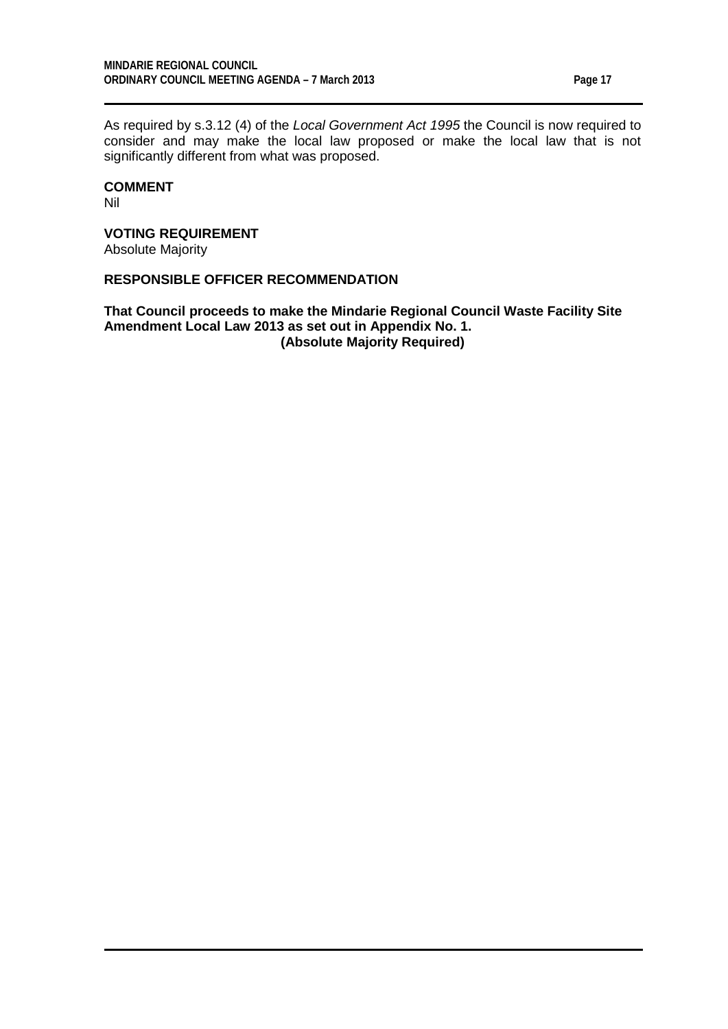As required by s.3.12 (4) of the *Local Government Act 1995* the Council is now required to consider and may make the local law proposed or make the local law that is not significantly different from what was proposed.

**COMMENT**

Nil

**VOTING REQUIREMENT**

Absolute Majority

**RESPONSIBLE OFFICER RECOMMENDATION**

**That Council proceeds to make the Mindarie Regional Council Waste Facility Site Amendment Local Law 2013 as set out in Appendix No. 1.**
**(Absolute Majority Required)**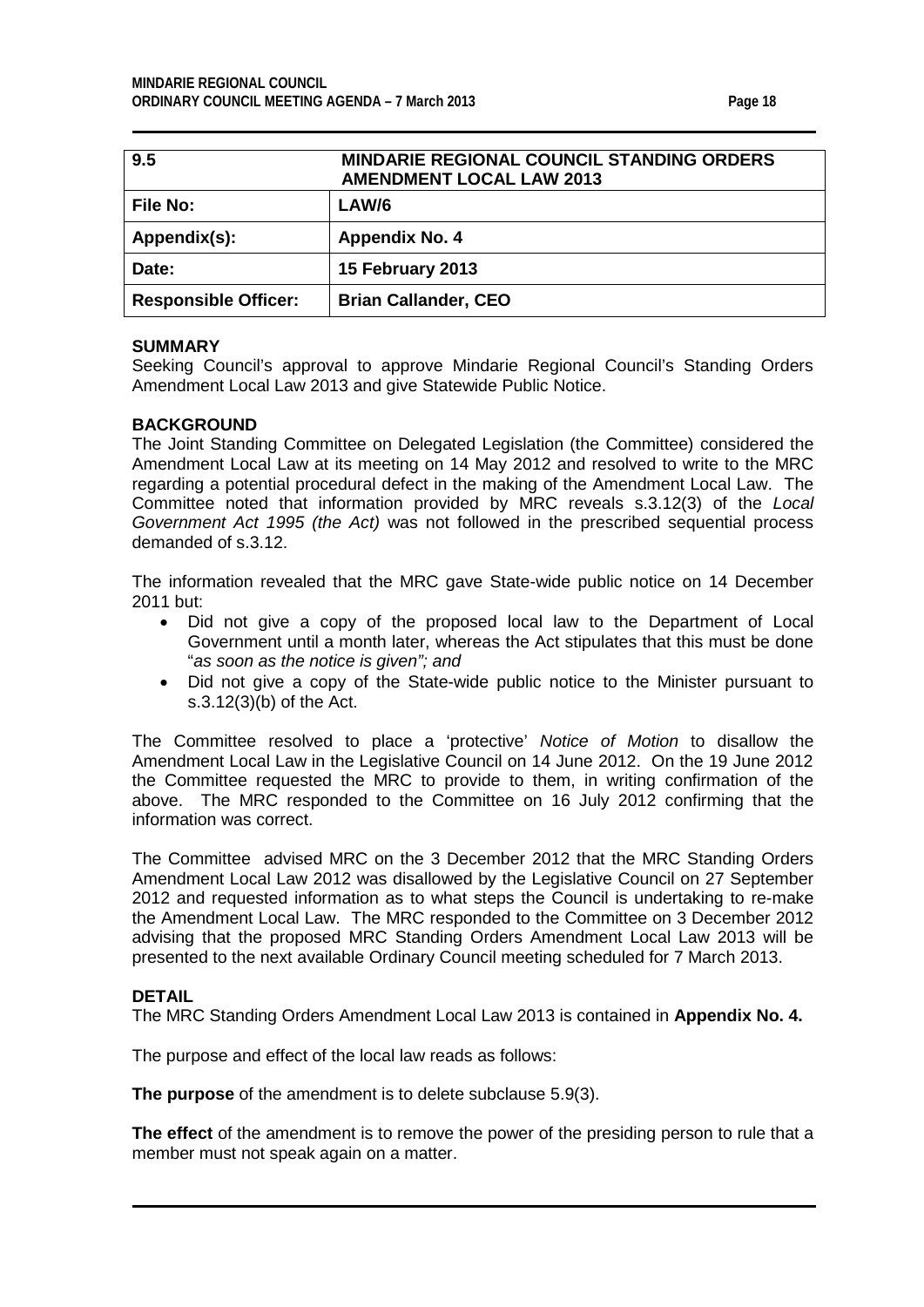| 9.5 | MINDARIE REGIONAL COUNCIL STANDING ORDERS AMENDMENT LOCAL LAW 2013 |
|---|---|
| **File No:** | **LAW/6** |
| **Appendix(s):** | **Appendix No. 4** |
| **Date:** | **15 February 2013** |
| **Responsible Officer:** | **Brian Callander, CEO** |

**SUMMARY**

Seeking Council's approval to approve Mindarie Regional Council's Standing Orders Amendment Local Law 2013 and give Statewide Public Notice.

**BACKGROUND**

The Joint Standing Committee on Delegated Legislation (the Committee) considered the Amendment Local Law at its meeting on 14 May 2012 and resolved to write to the MRC regarding a potential procedural defect in the making of the Amendment Local Law. The Committee noted that information provided by MRC reveals s.3.12(3) of the *Local Government Act 1995 (the Act)* was not followed in the prescribed sequential process demanded of s.3.12.

The information revealed that the MRC gave State-wide public notice on 14 December 2011 but:

- Did not give a copy of the proposed local law to the Department of Local Government until a month later, whereas the Act stipulates that this must be done "*as soon as the notice is given"; and*
- Did not give a copy of the State-wide public notice to the Minister pursuant to s.3.12(3)(b) of the Act.

The Committee resolved to place a 'protective' *Notice of Motion* to disallow the Amendment Local Law in the Legislative Council on 14 June 2012. On the 19 June 2012 the Committee requested the MRC to provide to them, in writing confirmation of the above. The MRC responded to the Committee on 16 July 2012 confirming that the information was correct.

The Committee advised MRC on the 3 December 2012 that the MRC Standing Orders Amendment Local Law 2012 was disallowed by the Legislative Council on 27 September 2012 and requested information as to what steps the Council is undertaking to re-make the Amendment Local Law. The MRC responded to the Committee on 3 December 2012 advising that the proposed MRC Standing Orders Amendment Local Law 2013 will be presented to the next available Ordinary Council meeting scheduled for 7 March 2013.

**DETAIL**

The MRC Standing Orders Amendment Local Law 2013 is contained in **Appendix No. 4.**

The purpose and effect of the local law reads as follows:

**The purpose** of the amendment is to delete subclause 5.9(3).

**The effect** of the amendment is to remove the power of the presiding person to rule that a member must not speak again on a matter.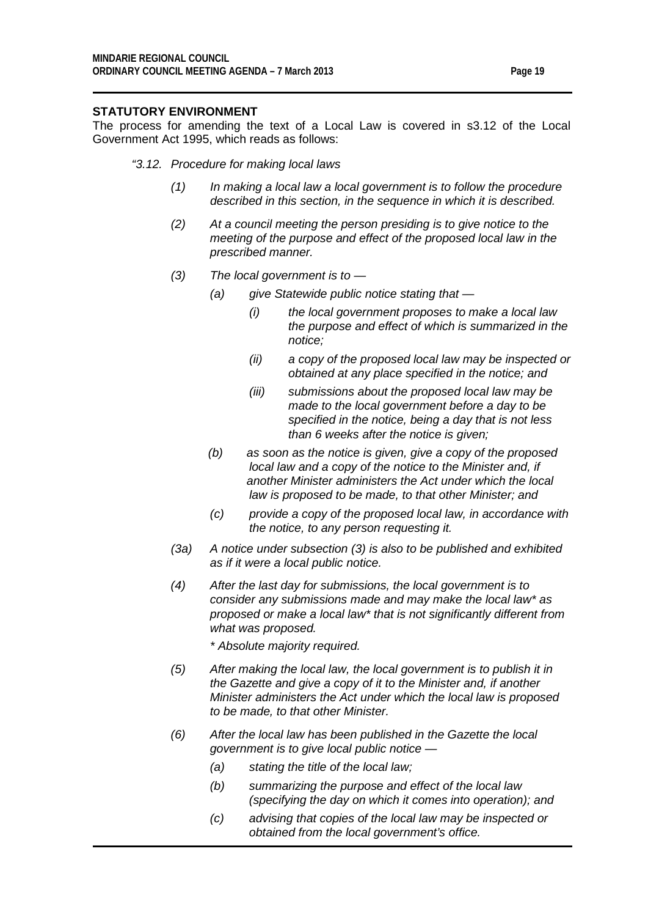**STATUTORY ENVIRONMENT**

The process for amending the text of a Local Law is covered in s3.12 of the Local Government Act 1995, which reads as follows:

*"3.12. Procedure for making local laws*

- *(1) In making a local law a local government is to follow the procedure described in this section, in the sequence in which it is described.*
- *(2) At a council meeting the person presiding is to give notice to the meeting of the purpose and effect of the proposed local law in the prescribed manner.*
- *(3) The local government is to —*
  - *(a) give Statewide public notice stating that —*
    - *(i) the local government proposes to make a local law the purpose and effect of which is summarized in the notice;*
    - *(ii) a copy of the proposed local law may be inspected or obtained at any place specified in the notice; and*
    - *(iii) submissions about the proposed local law may be made to the local government before a day to be specified in the notice, being a day that is not less than 6 weeks after the notice is given;*
  - *(b) as soon as the notice is given, give a copy of the proposed local law and a copy of the notice to the Minister and, if another Minister administers the Act under which the local law is proposed to be made, to that other Minister; and*
  - *(c) provide a copy of the proposed local law, in accordance with the notice, to any person requesting it.*
- *(3a) A notice under subsection (3) is also to be published and exhibited as if it were a local public notice.*
- *(4) After the last day for submissions, the local government is to consider any submissions made and may make the local law* as proposed or make a local law* that is not significantly different from what was proposed.*

  ** Absolute majority required.*
- *(5) After making the local law, the local government is to publish it in the Gazette and give a copy of it to the Minister and, if another Minister administers the Act under which the local law is proposed to be made, to that other Minister.*
- *(6) After the local law has been published in the Gazette the local government is to give local public notice —*
  - *(a) stating the title of the local law;*
  - *(b) summarizing the purpose and effect of the local law (specifying the day on which it comes into operation); and*
  - *(c) advising that copies of the local law may be inspected or obtained from the local government's office.*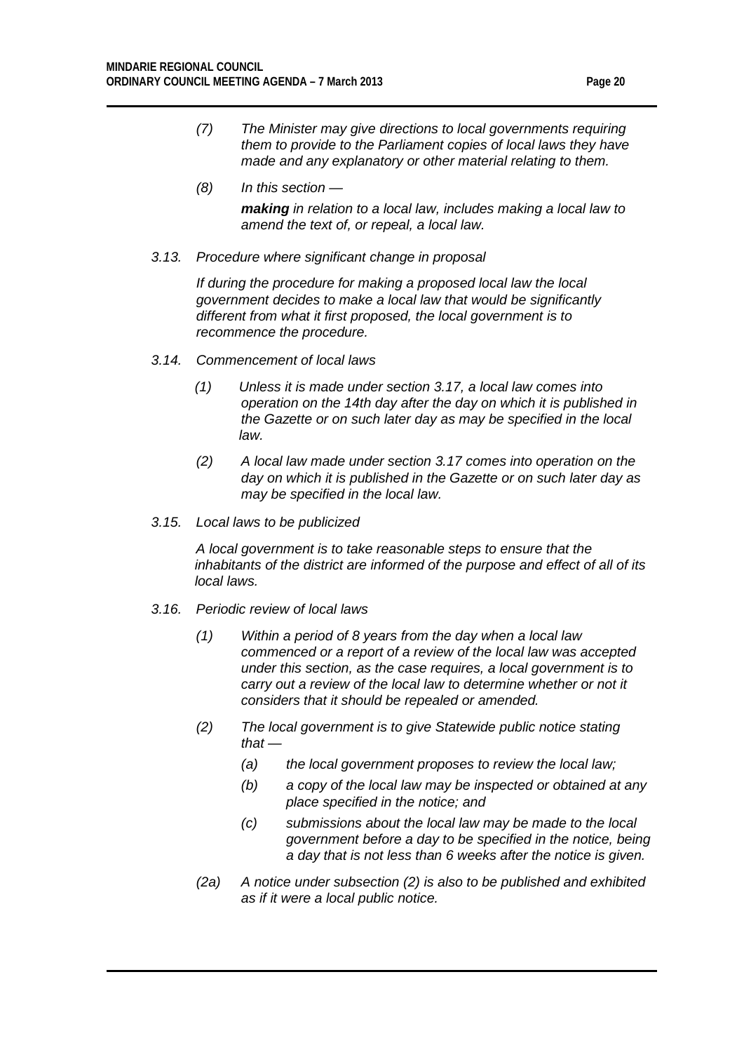*(7) The Minister may give directions to local governments requiring them to provide to the Parliament copies of local laws they have made and any explanatory or other material relating to them.*

*(8) In this section —*

***making*** *in relation to a local law, includes making a local law to amend the text of, or repeal, a local law.*

*3.13. Procedure where significant change in proposal*

*If during the procedure for making a proposed local law the local government decides to make a local law that would be significantly different from what it first proposed, the local government is to recommence the procedure.*

*3.14. Commencement of local laws*

*(1) Unless it is made under section 3.17, a local law comes into operation on the 14th day after the day on which it is published in the Gazette or on such later day as may be specified in the local law.*

*(2) A local law made under section 3.17 comes into operation on the day on which it is published in the Gazette or on such later day as may be specified in the local law.*

*3.15. Local laws to be publicized*

*A local government is to take reasonable steps to ensure that the inhabitants of the district are informed of the purpose and effect of all of its local laws.*

*3.16. Periodic review of local laws*

*(1) Within a period of 8 years from the day when a local law commenced or a report of a review of the local law was accepted under this section, as the case requires, a local government is to carry out a review of the local law to determine whether or not it considers that it should be repealed or amended.*

*(2) The local government is to give Statewide public notice stating that —*

- *(a) the local government proposes to review the local law;*
- *(b) a copy of the local law may be inspected or obtained at any place specified in the notice; and*
- *(c) submissions about the local law may be made to the local government before a day to be specified in the notice, being a day that is not less than 6 weeks after the notice is given.*

*(2a) A notice under subsection (2) is also to be published and exhibited as if it were a local public notice.*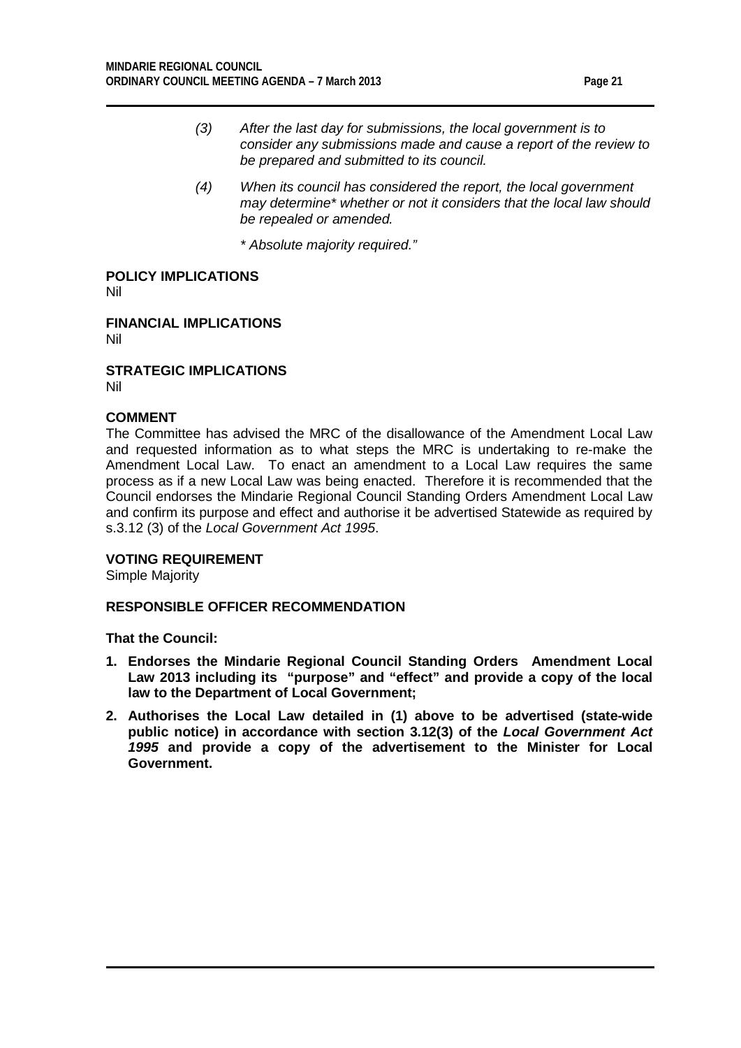*(3) After the last day for submissions, the local government is to consider any submissions made and cause a report of the review to be prepared and submitted to its council.*

*(4) When its council has considered the report, the local government may determine* whether or not it considers that the local law should be repealed or amended.*

*\* Absolute majority required."*

**POLICY IMPLICATIONS**
Nil

**FINANCIAL IMPLICATIONS**
Nil

**STRATEGIC IMPLICATIONS**
Nil

**COMMENT**
The Committee has advised the MRC of the disallowance of the Amendment Local Law and requested information as to what steps the MRC is undertaking to re-make the Amendment Local Law. To enact an amendment to a Local Law requires the same process as if a new Local Law was being enacted. Therefore it is recommended that the Council endorses the Mindarie Regional Council Standing Orders Amendment Local Law and confirm its purpose and effect and authorise it be advertised Statewide as required by s.3.12 (3) of the *Local Government Act 1995*.

**VOTING REQUIREMENT**
Simple Majority

**RESPONSIBLE OFFICER RECOMMENDATION**

**That the Council:**

1. **Endorses the Mindarie Regional Council Standing Orders Amendment Local Law 2013 including its "purpose" and "effect" and provide a copy of the local law to the Department of Local Government;**
2. **Authorises the Local Law detailed in (1) above to be advertised (state-wide public notice) in accordance with section 3.12(3) of the *Local Government Act 1995* and provide a copy of the advertisement to the Minister for Local Government.**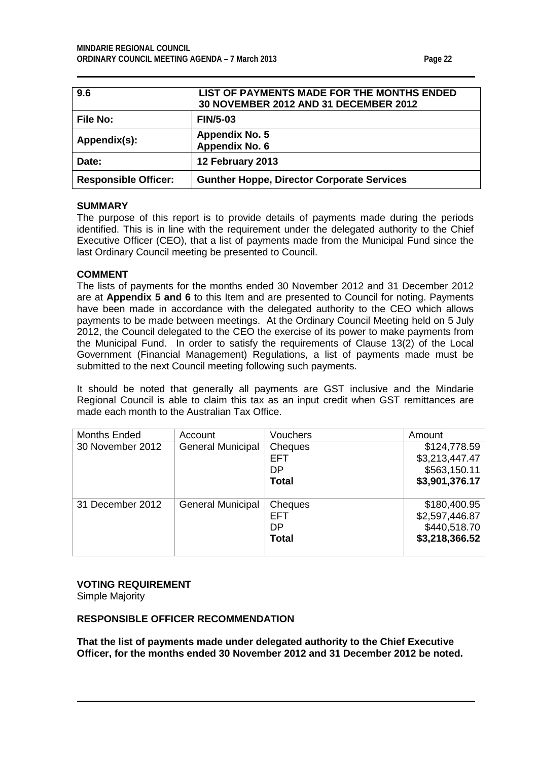| 9.6 | LIST OF PAYMENTS MADE FOR THE MONTHS ENDED 30 NOVEMBER 2012 AND 31 DECEMBER 2012 |
|---|---|
| **File No:** | **FIN/5-03** |
| **Appendix(s):** | **Appendix No. 5**<br>**Appendix No. 6** |
| **Date:** | **12 February 2013** |
| **Responsible Officer:** | **Gunther Hoppe, Director Corporate Services** |

## SUMMARY

The purpose of this report is to provide details of payments made during the periods identified. This is in line with the requirement under the delegated authority to the Chief Executive Officer (CEO), that a list of payments made from the Municipal Fund since the last Ordinary Council meeting be presented to Council.

## COMMENT

The lists of payments for the months ended 30 November 2012 and 31 December 2012 are at **Appendix 5 and 6** to this Item and are presented to Council for noting. Payments have been made in accordance with the delegated authority to the CEO which allows payments to be made between meetings. At the Ordinary Council Meeting held on 5 July 2012, the Council delegated to the CEO the exercise of its power to make payments from the Municipal Fund. In order to satisfy the requirements of Clause 13(2) of the Local Government (Financial Management) Regulations, a list of payments made must be submitted to the next Council meeting following such payments.

It should be noted that generally all payments are GST inclusive and the Mindarie Regional Council is able to claim this tax as an input credit when GST remittances are made each month to the Australian Tax Office.

| Months Ended | Account | Vouchers | Amount |
|---|---|---|---|
| 30 November 2012 | General Municipal | Cheques<br>EFT<br>DP<br>**Total** | \$124,778.59<br>\$3,213,447.47<br>\$563,150.11<br>**\$3,901,376.17** |
| 31 December 2012 | General Municipal | Cheques<br>EFT<br>DP<br>**Total** | \$180,400.95<br>\$2,597,446.87<br>\$440,518.70<br>**\$3,218,366.52** |

## VOTING REQUIREMENT

Simple Majority

## RESPONSIBLE OFFICER RECOMMENDATION

**That the list of payments made under delegated authority to the Chief Executive Officer, for the months ended 30 November 2012 and 31 December 2012 be noted.**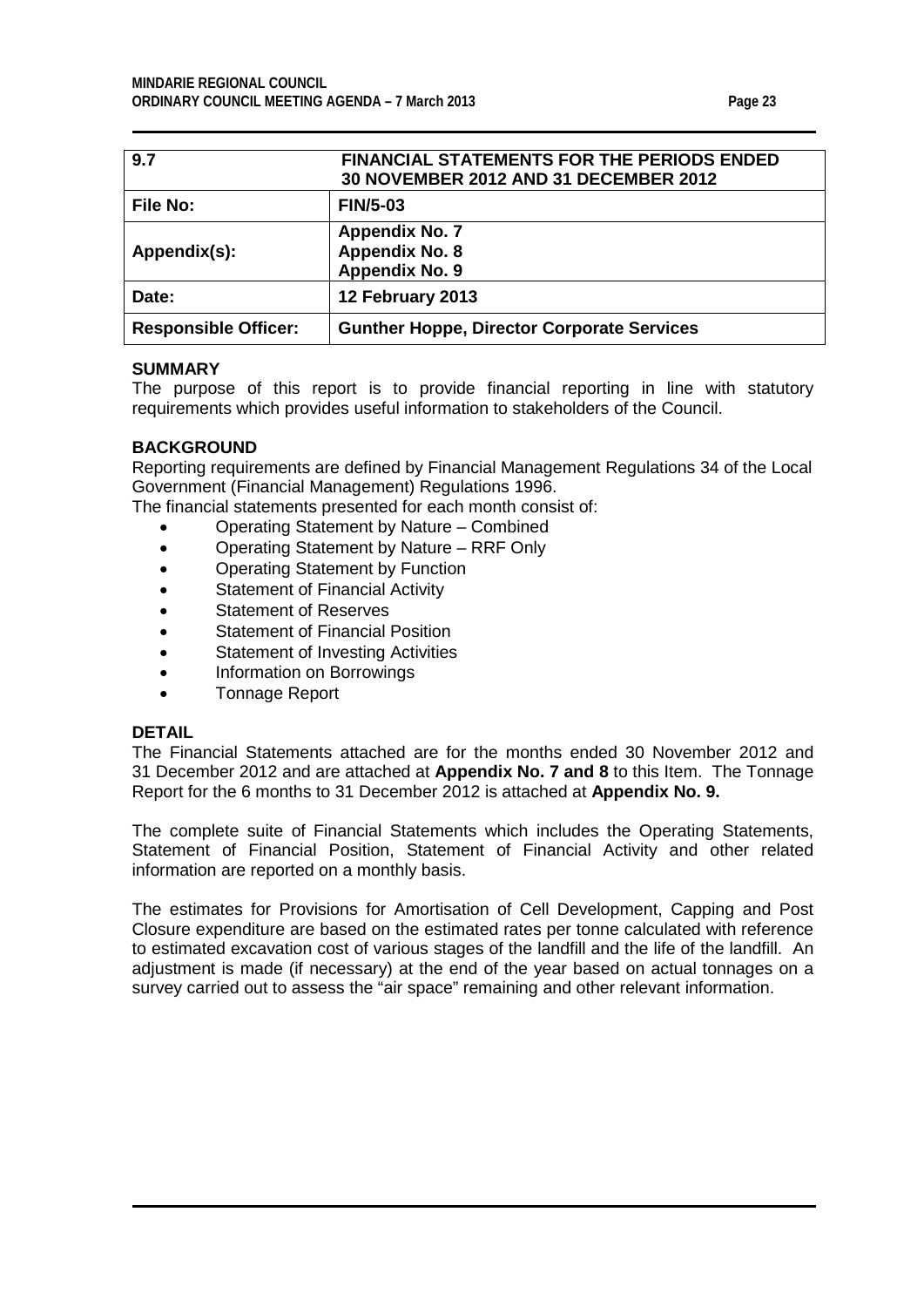| 9.7 | FINANCIAL STATEMENTS FOR THE PERIODS ENDED 30 NOVEMBER 2012 AND 31 DECEMBER 2012 |
|---|---|
| **File No:** | **FIN/5-03** |
| **Appendix(s):** | **Appendix No. 7**<br>**Appendix No. 8**<br>**Appendix No. 9** |
| **Date:** | **12 February 2013** |
| **Responsible Officer:** | **Gunther Hoppe, Director Corporate Services** |

## SUMMARY

The purpose of this report is to provide financial reporting in line with statutory requirements which provides useful information to stakeholders of the Council.

## BACKGROUND

Reporting requirements are defined by Financial Management Regulations 34 of the Local Government (Financial Management) Regulations 1996.

The financial statements presented for each month consist of:

- Operating Statement by Nature – Combined
- Operating Statement by Nature – RRF Only
- Operating Statement by Function
- Statement of Financial Activity
- Statement of Reserves
- Statement of Financial Position
- Statement of Investing Activities
- Information on Borrowings
- Tonnage Report

## DETAIL

The Financial Statements attached are for the months ended 30 November 2012 and 31 December 2012 and are attached at **Appendix No. 7 and 8** to this Item. The Tonnage Report for the 6 months to 31 December 2012 is attached at **Appendix No. 9.**

The complete suite of Financial Statements which includes the Operating Statements, Statement of Financial Position, Statement of Financial Activity and other related information are reported on a monthly basis.

The estimates for Provisions for Amortisation of Cell Development, Capping and Post Closure expenditure are based on the estimated rates per tonne calculated with reference to estimated excavation cost of various stages of the landfill and the life of the landfill. An adjustment is made (if necessary) at the end of the year based on actual tonnages on a survey carried out to assess the "air space" remaining and other relevant information.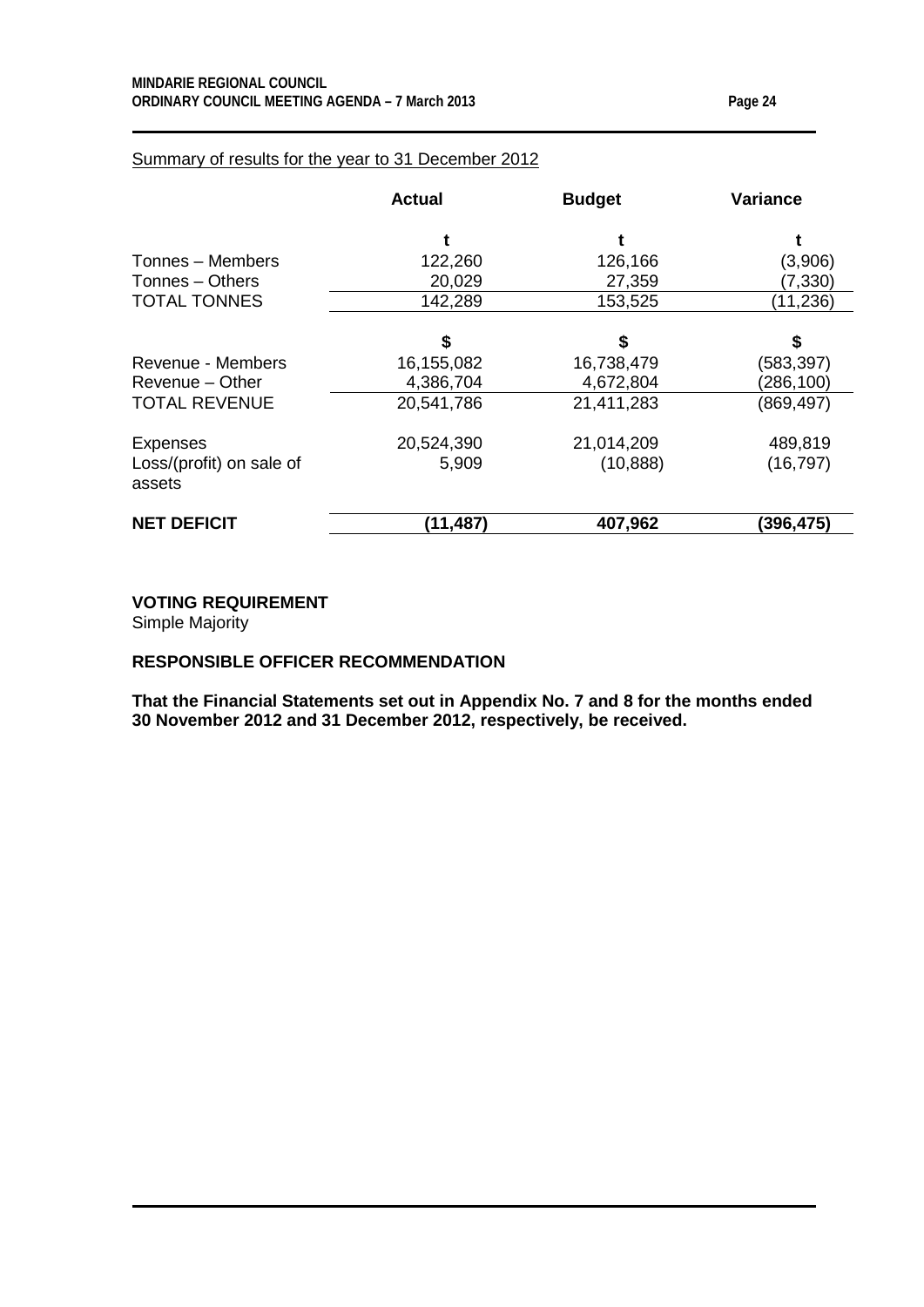Summary of results for the year to 31 December 2012

| | Actual | Budget | Variance |
|---|---|---|---|
| | t | t | t |
| Tonnes – Members | 122,260 | 126,166 | (3,906) |
| Tonnes – Others | 20,029 | 27,359 | (7,330) |
| TOTAL TONNES | 142,289 | 153,525 | (11,236) |
| | $ | $ | $ |
| Revenue - Members | 16,155,082 | 16,738,479 | (583,397) |
| Revenue – Other | 4,386,704 | 4,672,804 | (286,100) |
| TOTAL REVENUE | 20,541,786 | 21,411,283 | (869,497) |
| Expenses | 20,524,390 | 21,014,209 | 489,819 |
| Loss/(profit) on sale of assets | 5,909 | (10,888) | (16,797) |
| **NET DEFICIT** | **(11,487)** | **407,962** | **(396,475)** |

**VOTING REQUIREMENT**

Simple Majority

**RESPONSIBLE OFFICER RECOMMENDATION**

**That the Financial Statements set out in Appendix No. 7 and 8 for the months ended 30 November 2012 and 31 December 2012, respectively, be received.**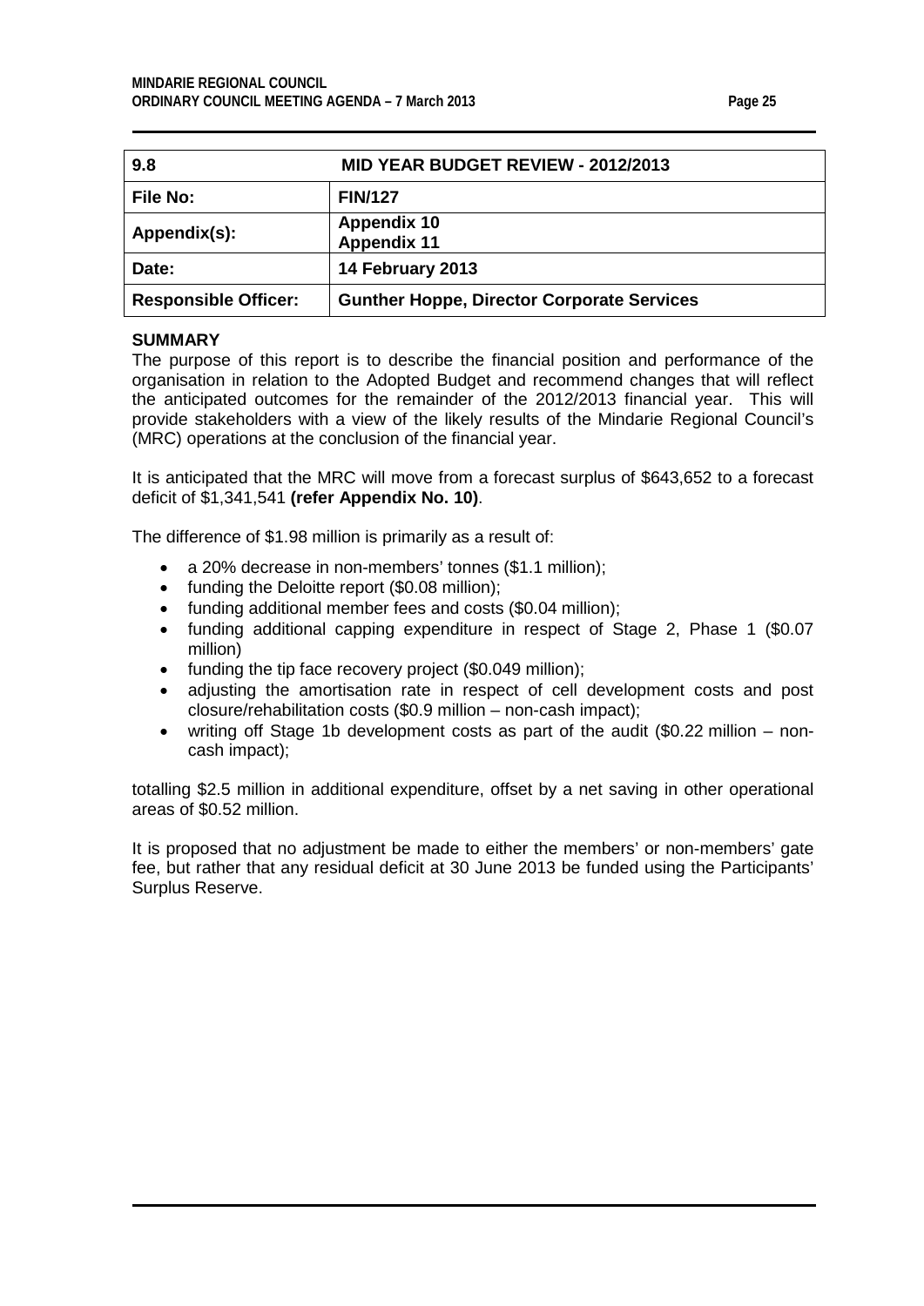| 9.8 | MID YEAR BUDGET REVIEW - 2012/2013 |
|---|---|
| **File No:** | **FIN/127** |
| **Appendix(s):** | **Appendix 10**<br>**Appendix 11** |
| **Date:** | **14 February 2013** |
| **Responsible Officer:** | **Gunther Hoppe, Director Corporate Services** |

**SUMMARY**

The purpose of this report is to describe the financial position and performance of the organisation in relation to the Adopted Budget and recommend changes that will reflect the anticipated outcomes for the remainder of the 2012/2013 financial year. This will provide stakeholders with a view of the likely results of the Mindarie Regional Council's (MRC) operations at the conclusion of the financial year.

It is anticipated that the MRC will move from a forecast surplus of $643,652 to a forecast deficit of $1,341,541 **(refer Appendix No. 10)**.

The difference of $1.98 million is primarily as a result of:

- a 20% decrease in non-members' tonnes ($1.1 million);
- funding the Deloitte report ($0.08 million);
- funding additional member fees and costs ($0.04 million);
- funding additional capping expenditure in respect of Stage 2, Phase 1 ($0.07 million)
- funding the tip face recovery project ($0.049 million);
- adjusting the amortisation rate in respect of cell development costs and post closure/rehabilitation costs ($0.9 million – non-cash impact);
- writing off Stage 1b development costs as part of the audit ($0.22 million – non-cash impact);

totalling $2.5 million in additional expenditure, offset by a net saving in other operational areas of $0.52 million.

It is proposed that no adjustment be made to either the members' or non-members' gate fee, but rather that any residual deficit at 30 June 2013 be funded using the Participants' Surplus Reserve.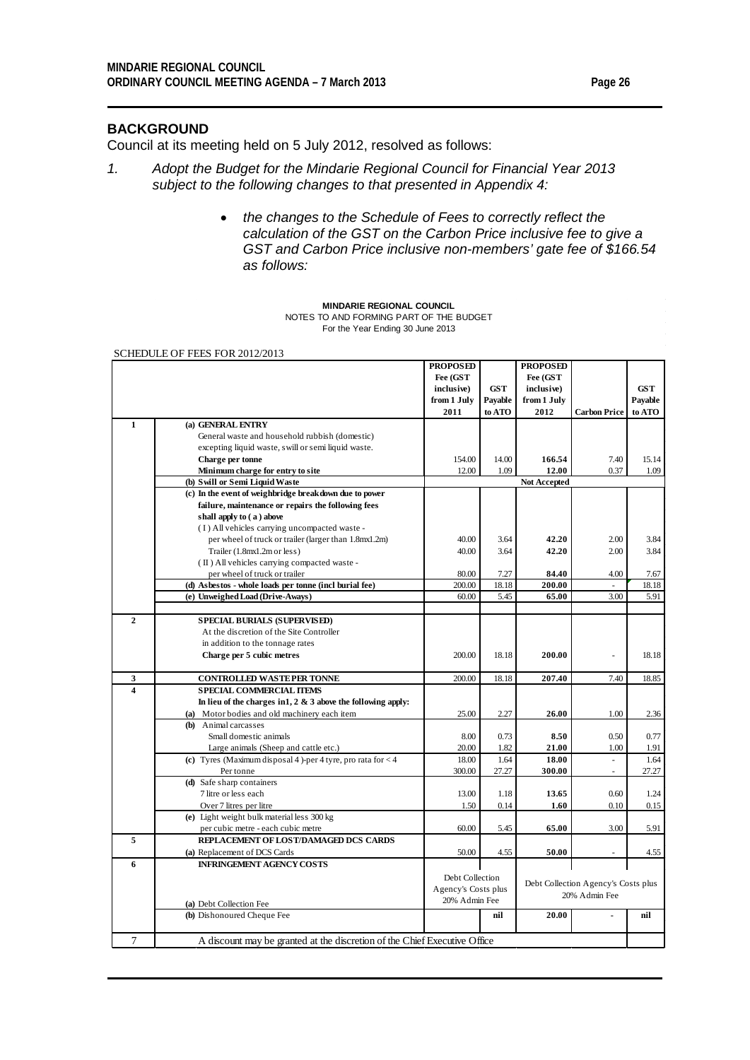## BACKGROUND

Council at its meeting held on 5 July 2012, resolved as follows:

1. *Adopt the Budget for the Mindarie Regional Council for Financial Year 2013 subject to the following changes to that presented in Appendix 4:*

    - *the changes to the Schedule of Fees to correctly reflect the calculation of the GST on the Carbon Price inclusive fee to give a GST and Carbon Price inclusive non-members' gate fee of $166.54 as follows:*

**MINDARIE REGIONAL COUNCIL**
NOTES TO AND FORMING PART OF THE BUDGET
For the Year Ending 30 June 2013

SCHEDULE OF FEES FOR 2012/2013

| | | PROPOSED Fee (GST inclusive) from 1 July 2011 | GST Payable to ATO | PROPOSED Fee (GST inclusive) from 1 July 2012 | Carbon Price | GST Payable to ATO |
|---|---|---|---|---|---|---|
| 1 | **(a) GENERAL ENTRY** | | | | | |
| | General waste and household rubbish (domestic) excepting liquid waste, swill or semi liquid waste. | | | | | |
| | **Charge per tonne** | 154.00 | 14.00 | **166.54** | 7.40 | 15.14 |
| | **Minimum charge for entry to site** | 12.00 | 1.09 | **12.00** | 0.37 | 1.09 |
| | **(b) Swill or Semi Liquid Waste** | | | **Not Accepted** | | |
| | **(c) In the event of weighbridge breakdown due to power failure, maintenance or repairs the following fees shall apply to ( a ) above** | | | | | |
| | ( I ) All vehicles carrying uncompacted waste - | | | | | |
| | per wheel of truck or trailer (larger than 1.8mx1.2m) | 40.00 | 3.64 | **42.20** | 2.00 | 3.84 |
| | Trailer (1.8mx1.2m or less) | 40.00 | 3.64 | **42.20** | 2.00 | 3.84 |
| | ( II ) All vehicles carrying compacted waste - | | | | | |
| | per wheel of truck or trailer | 80.00 | 7.27 | **84.40** | 4.00 | 7.67 |
| | **(d) Asbestos - whole loads per tonne (incl burial fee)** | 200.00 | 18.18 | **200.00** | - | 18.18 |
| | **(e) Unweighed Load (Drive-Aways)** | 60.00 | 5.45 | **65.00** | 3.00 | 5.91 |
| 2 | **SPECIAL BURIALS (SUPERVISED)** | | | | | |
| | At the discretion of the Site Controller in addition to the tonnage rates | | | | | |
| | **Charge per 5 cubic metres** | 200.00 | 18.18 | **200.00** | - | 18.18 |
| 3 | **CONTROLLED WASTE PER TONNE** | 200.00 | 18.18 | **207.40** | 7.40 | 18.85 |
| 4 | **SPECIAL COMMERCIAL ITEMS** | | | | | |
| | **In lieu of the charges in1, 2 & 3 above the following apply:** | | | | | |
| | **(a)** Motor bodies and old machinery each item | 25.00 | 2.27 | **26.00** | 1.00 | 2.36 |
| | **(b)** Animal carcasses | | | | | |
| | Small domestic animals | 8.00 | 0.73 | **8.50** | 0.50 | 0.77 |
| | Large animals (Sheep and cattle etc.) | 20.00 | 1.82 | **21.00** | 1.00 | 1.91 |
| | **(c)** Tyres (Maximum disposal 4 )-per 4 tyre, pro rata for < 4 | 18.00 | 1.64 | **18.00** | - | 1.64 |
| | Per tonne | 300.00 | 27.27 | **300.00** | - | 27.27 |
| | **(d)** Safe sharp containers | | | | | |
| | 7 litre or less each | 13.00 | 1.18 | **13.65** | 0.60 | 1.24 |
| | Over 7 litres per litre | 1.50 | 0.14 | **1.60** | 0.10 | 0.15 |
| | **(e)** Light weight bulk material less 300 kg | | | | | |
| | per cubic metre - each cubic metre | 60.00 | 5.45 | **65.00** | 3.00 | 5.91 |
| 5 | **REPLACEMENT OF LOST/DAMAGED DCS CARDS** | | | | | |
| | **(a)** Replacement of DCS Cards | 50.00 | 4.55 | **50.00** | - | 4.55 |
| 6 | **INFRINGEMENT AGENCY COSTS** | | | | | |
| | **(a)** Debt Collection Fee | Debt Collection Agency's Costs plus 20% Admin Fee | | Debt Collection Agency's Costs plus 20% Admin Fee | | |
| | **(b)** Dishonoured Cheque Fee | | **nil** | **20.00** | - | **nil** |
| 7 | A discount may be granted at the discretion of the Chief Executive Office | | | | | |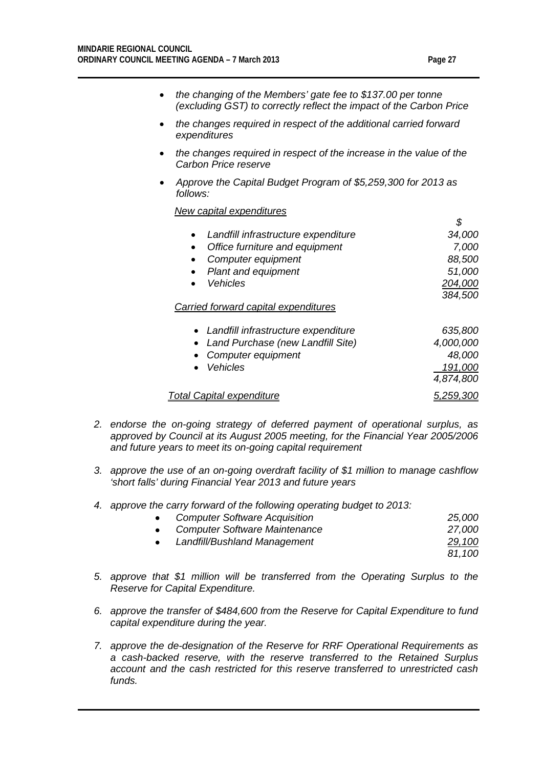- *the changing of the Members' gate fee to $137.00 per tonne (excluding GST) to correctly reflect the impact of the Carbon Price*
- *the changes required in respect of the additional carried forward expenditures*
- *the changes required in respect of the increase in the value of the Carbon Price reserve*
- *Approve the Capital Budget Program of $5,259,300 for 2013 as follows:*

*New capital expenditures*

| | $ |
|---|---|
| • *Landfill infrastructure expenditure* | *34,000* |
| • *Office furniture and equipment* | *7,000* |
| • *Computer equipment* | *88,500* |
| • *Plant and equipment* | *51,000* |
| • *Vehicles* | *204,000* |
| | *384,500* |

*Carried forward capital expenditures*

| | |
|---|---|
| • *Landfill infrastructure expenditure* | *635,800* |
| • *Land Purchase (new Landfill Site)* | *4,000,000* |
| • *Computer equipment* | *48,000* |
| • *Vehicles* | *191,000* |
| | *4,874,800* |
| *Total Capital expenditure* | *5,259,300* |

2. *endorse the on-going strategy of deferred payment of operational surplus, as approved by Council at its August 2005 meeting, for the Financial Year 2005/2006 and future years to meet its on-going capital requirement*

3. *approve the use of an on-going overdraft facility of $1 million to manage cashflow 'short falls' during Financial Year 2013 and future years*

4. *approve the carry forward of the following operating budget to 2013:*

| | |
|---|---|
| • *Computer Software Acquisition* | *25,000* |
| • *Computer Software Maintenance* | *27,000* |
| • *Landfill/Bushland Management* | *29,100* |
| | *81,100* |

5. *approve that $1 million will be transferred from the Operating Surplus to the Reserve for Capital Expenditure.*

6. *approve the transfer of $484,600 from the Reserve for Capital Expenditure to fund capital expenditure during the year.*

7. *approve the de-designation of the Reserve for RRF Operational Requirements as a cash-backed reserve, with the reserve transferred to the Retained Surplus account and the cash restricted for this reserve transferred to unrestricted cash funds.*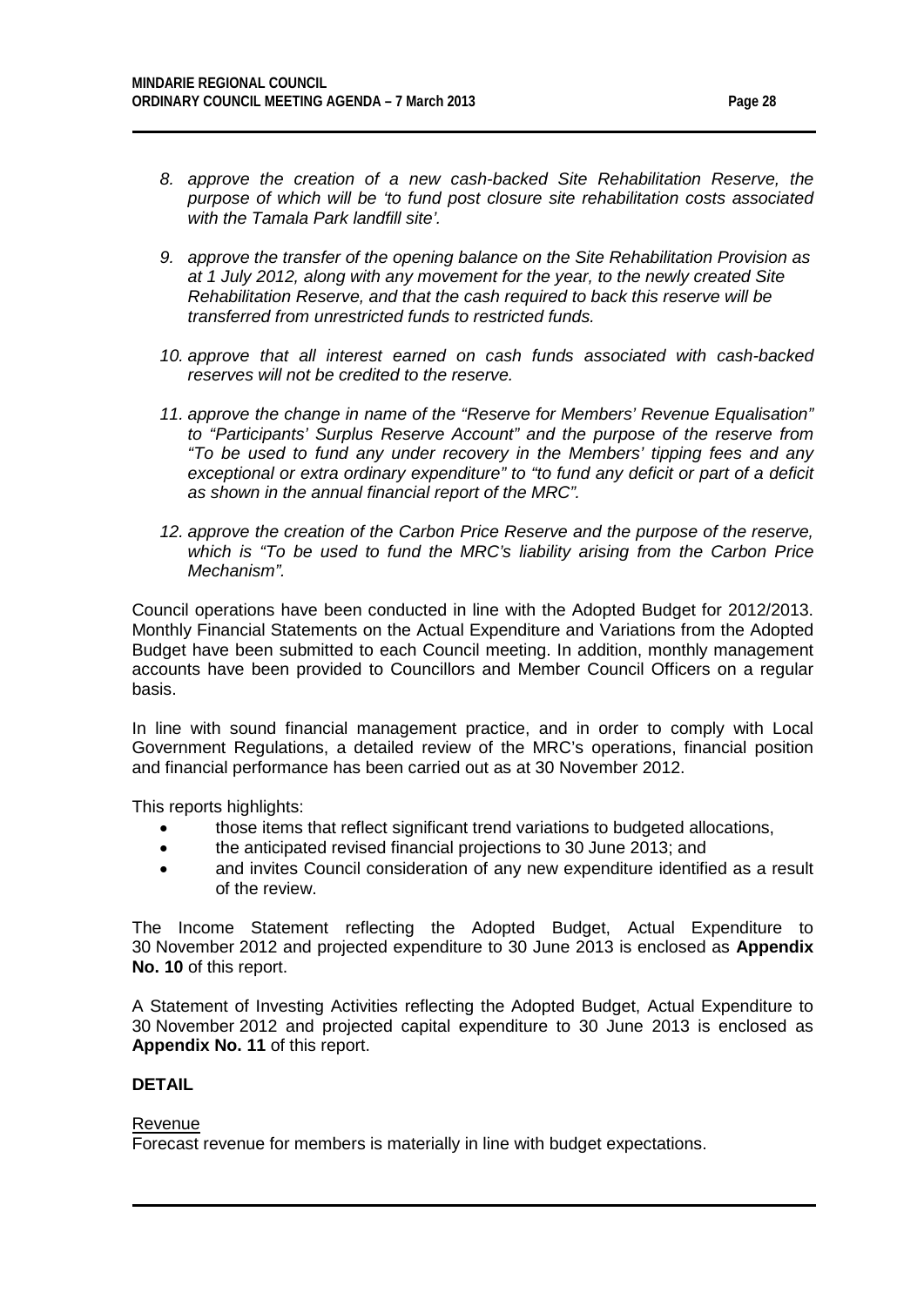8. *approve the creation of a new cash-backed Site Rehabilitation Reserve, the purpose of which will be 'to fund post closure site rehabilitation costs associated with the Tamala Park landfill site'.*

9. *approve the transfer of the opening balance on the Site Rehabilitation Provision as at 1 July 2012, along with any movement for the year, to the newly created Site Rehabilitation Reserve, and that the cash required to back this reserve will be transferred from unrestricted funds to restricted funds.*

10. *approve that all interest earned on cash funds associated with cash-backed reserves will not be credited to the reserve.*

11. *approve the change in name of the "Reserve for Members' Revenue Equalisation" to "Participants' Surplus Reserve Account" and the purpose of the reserve from "To be used to fund any under recovery in the Members' tipping fees and any exceptional or extra ordinary expenditure" to "to fund any deficit or part of a deficit as shown in the annual financial report of the MRC".*

12. *approve the creation of the Carbon Price Reserve and the purpose of the reserve, which is "To be used to fund the MRC's liability arising from the Carbon Price Mechanism".*

Council operations have been conducted in line with the Adopted Budget for 2012/2013. Monthly Financial Statements on the Actual Expenditure and Variations from the Adopted Budget have been submitted to each Council meeting. In addition, monthly management accounts have been provided to Councillors and Member Council Officers on a regular basis.

In line with sound financial management practice, and in order to comply with Local Government Regulations, a detailed review of the MRC's operations, financial position and financial performance has been carried out as at 30 November 2012.

This reports highlights:

- those items that reflect significant trend variations to budgeted allocations,
- the anticipated revised financial projections to 30 June 2013; and
- and invites Council consideration of any new expenditure identified as a result of the review.

The Income Statement reflecting the Adopted Budget, Actual Expenditure to 30 November 2012 and projected expenditure to 30 June 2013 is enclosed as **Appendix No. 10** of this report.

A Statement of Investing Activities reflecting the Adopted Budget, Actual Expenditure to 30 November 2012 and projected capital expenditure to 30 June 2013 is enclosed as **Appendix No. 11** of this report.

**DETAIL**

Revenue

Forecast revenue for members is materially in line with budget expectations.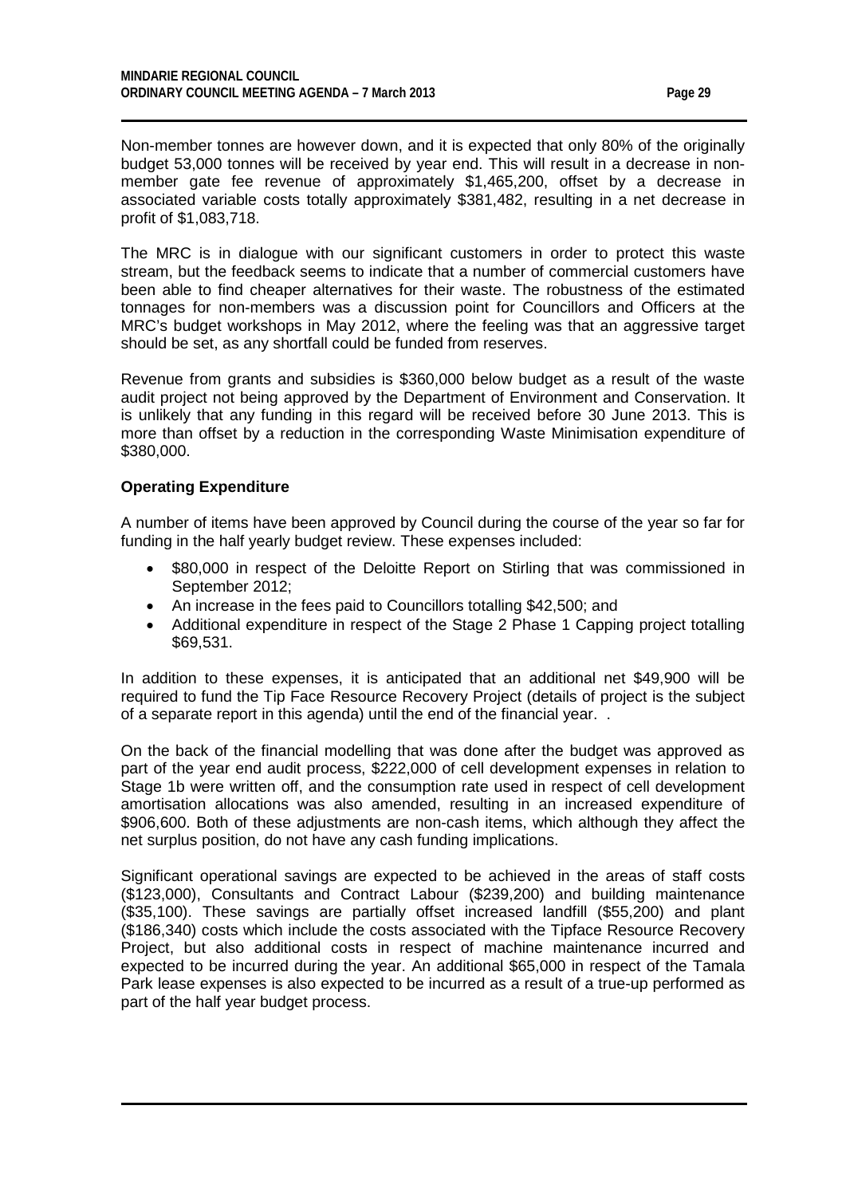Non-member tonnes are however down, and it is expected that only 80% of the originally budget 53,000 tonnes will be received by year end. This will result in a decrease in non-member gate fee revenue of approximately $1,465,200, offset by a decrease in associated variable costs totally approximately $381,482, resulting in a net decrease in profit of $1,083,718.

The MRC is in dialogue with our significant customers in order to protect this waste stream, but the feedback seems to indicate that a number of commercial customers have been able to find cheaper alternatives for their waste. The robustness of the estimated tonnages for non-members was a discussion point for Councillors and Officers at the MRC's budget workshops in May 2012, where the feeling was that an aggressive target should be set, as any shortfall could be funded from reserves.

Revenue from grants and subsidies is $360,000 below budget as a result of the waste audit project not being approved by the Department of Environment and Conservation. It is unlikely that any funding in this regard will be received before 30 June 2013. This is more than offset by a reduction in the corresponding Waste Minimisation expenditure of $380,000.

**Operating Expenditure**

A number of items have been approved by Council during the course of the year so far for funding in the half yearly budget review. These expenses included:

- $80,000 in respect of the Deloitte Report on Stirling that was commissioned in September 2012;
- An increase in the fees paid to Councillors totalling $42,500; and
- Additional expenditure in respect of the Stage 2 Phase 1 Capping project totalling $69,531.

In addition to these expenses, it is anticipated that an additional net $49,900 will be required to fund the Tip Face Resource Recovery Project (details of project is the subject of a separate report in this agenda) until the end of the financial year. .

On the back of the financial modelling that was done after the budget was approved as part of the year end audit process, $222,000 of cell development expenses in relation to Stage 1b were written off, and the consumption rate used in respect of cell development amortisation allocations was also amended, resulting in an increased expenditure of $906,600. Both of these adjustments are non-cash items, which although they affect the net surplus position, do not have any cash funding implications.

Significant operational savings are expected to be achieved in the areas of staff costs ($123,000), Consultants and Contract Labour ($239,200) and building maintenance ($35,100). These savings are partially offset increased landfill ($55,200) and plant ($186,340) costs which include the costs associated with the Tipface Resource Recovery Project, but also additional costs in respect of machine maintenance incurred and expected to be incurred during the year. An additional $65,000 in respect of the Tamala Park lease expenses is also expected to be incurred as a result of a true-up performed as part of the half year budget process.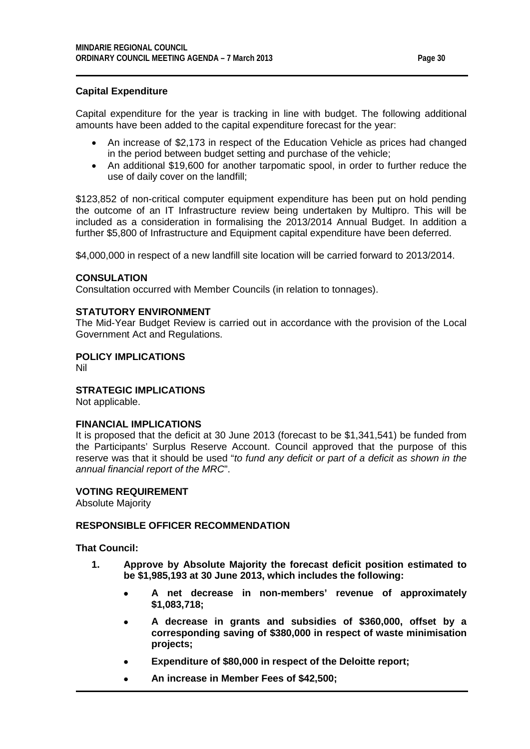**Capital Expenditure**

Capital expenditure for the year is tracking in line with budget. The following additional amounts have been added to the capital expenditure forecast for the year:

- An increase of $2,173 in respect of the Education Vehicle as prices had changed in the period between budget setting and purchase of the vehicle;
- An additional $19,600 for another tarpomatic spool, in order to further reduce the use of daily cover on the landfill;

$123,852 of non-critical computer equipment expenditure has been put on hold pending the outcome of an IT Infrastructure review being undertaken by Multipro. This will be included as a consideration in formalising the 2013/2014 Annual Budget. In addition a further $5,800 of Infrastructure and Equipment capital expenditure have been deferred.

$4,000,000 in respect of a new landfill site location will be carried forward to 2013/2014.

**CONSULATION**

Consultation occurred with Member Councils (in relation to tonnages).

**STATUTORY ENVIRONMENT**

The Mid-Year Budget Review is carried out in accordance with the provision of the Local Government Act and Regulations.

**POLICY IMPLICATIONS**

Nil

**STRATEGIC IMPLICATIONS**

Not applicable.

**FINANCIAL IMPLICATIONS**

It is proposed that the deficit at 30 June 2013 (forecast to be $1,341,541) be funded from the Participants' Surplus Reserve Account. Council approved that the purpose of this reserve was that it should be used "*to fund any deficit or part of a deficit as shown in the annual financial report of the MRC*".

**VOTING REQUIREMENT**

Absolute Majority

**RESPONSIBLE OFFICER RECOMMENDATION**

**That Council:**

1. **Approve by Absolute Majority the forecast deficit position estimated to be $1,985,193 at 30 June 2013, which includes the following:**
   - **A net decrease in non-members' revenue of approximately $1,083,718;**
   - **A decrease in grants and subsidies of $360,000, offset by a corresponding saving of $380,000 in respect of waste minimisation projects;**
   - **Expenditure of $80,000 in respect of the Deloitte report;**
   - **An increase in Member Fees of $42,500;**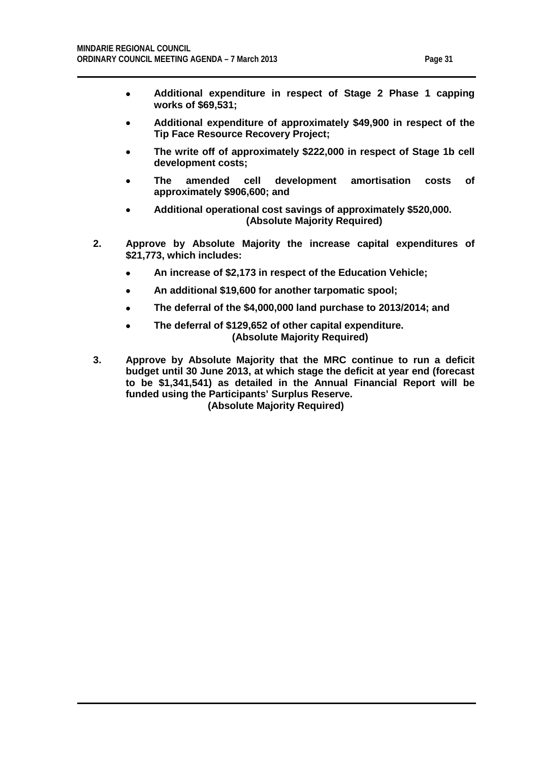- **Additional expenditure in respect of Stage 2 Phase 1 capping works of $69,531;**
- **Additional expenditure of approximately $49,900 in respect of the Tip Face Resource Recovery Project;**
- **The write off of approximately $222,000 in respect of Stage 1b cell development costs;**
- **The amended cell development amortisation costs of approximately $906,600; and**
- **Additional operational cost savings of approximately $520,000.**
  **(Absolute Majority Required)**

**2. Approve by Absolute Majority the increase capital expenditures of $21,773, which includes:**

- **An increase of $2,173 in respect of the Education Vehicle;**
- **An additional $19,600 for another tarpomatic spool;**
- **The deferral of the $4,000,000 land purchase to 2013/2014; and**
- **The deferral of $129,652 of other capital expenditure.**
  **(Absolute Majority Required)**

**3. Approve by Absolute Majority that the MRC continue to run a deficit budget until 30 June 2013, at which stage the deficit at year end (forecast to be $1,341,541) as detailed in the Annual Financial Report will be funded using the Participants' Surplus Reserve.**
**(Absolute Majority Required)**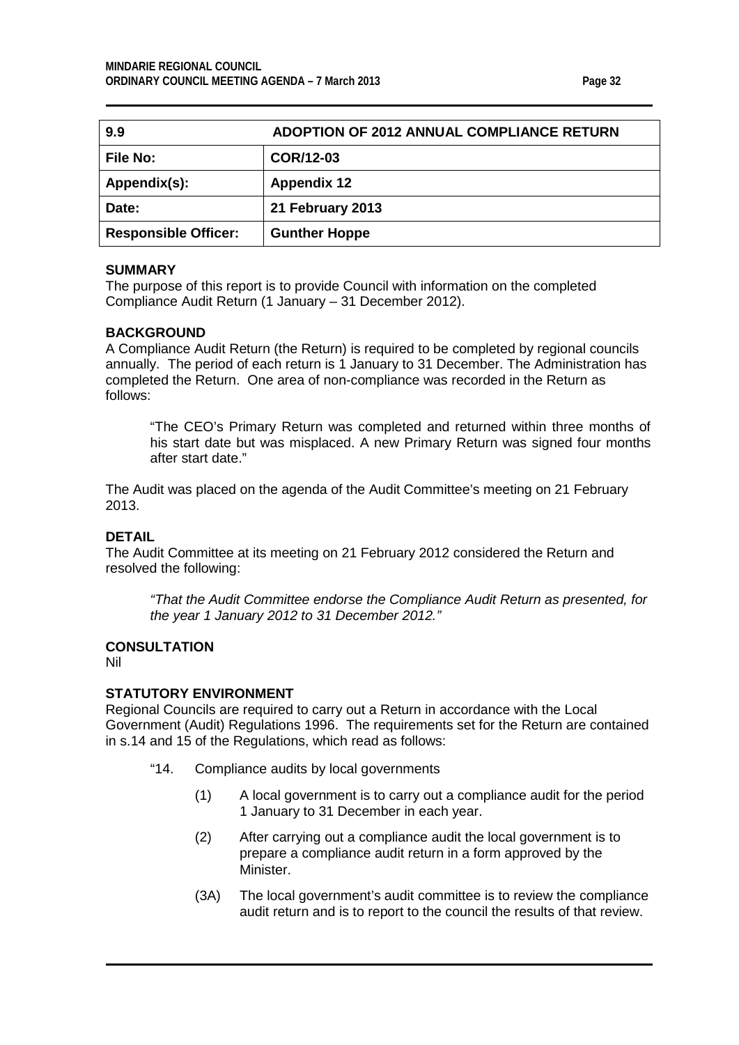| 9.9 | ADOPTION OF 2012 ANNUAL COMPLIANCE RETURN |
|---|---|
| File No: | COR/12-03 |
| Appendix(s): | Appendix 12 |
| Date: | 21 February 2013 |
| Responsible Officer: | Gunther Hoppe |

**SUMMARY**

The purpose of this report is to provide Council with information on the completed Compliance Audit Return (1 January – 31 December 2012).

**BACKGROUND**

A Compliance Audit Return (the Return) is required to be completed by regional councils annually. The period of each return is 1 January to 31 December. The Administration has completed the Return. One area of non-compliance was recorded in the Return as follows:

> "The CEO's Primary Return was completed and returned within three months of his start date but was misplaced. A new Primary Return was signed four months after start date."

The Audit was placed on the agenda of the Audit Committee's meeting on 21 February 2013.

**DETAIL**

The Audit Committee at its meeting on 21 February 2012 considered the Return and resolved the following:

> *"That the Audit Committee endorse the Compliance Audit Return as presented, for the year 1 January 2012 to 31 December 2012."*

**CONSULTATION**

Nil

**STATUTORY ENVIRONMENT**

Regional Councils are required to carry out a Return in accordance with the Local Government (Audit) Regulations 1996. The requirements set for the Return are contained in s.14 and 15 of the Regulations, which read as follows:

"14. Compliance audits by local governments

(1) A local government is to carry out a compliance audit for the period 1 January to 31 December in each year.

(2) After carrying out a compliance audit the local government is to prepare a compliance audit return in a form approved by the Minister.

(3A) The local government's audit committee is to review the compliance audit return and is to report to the council the results of that review.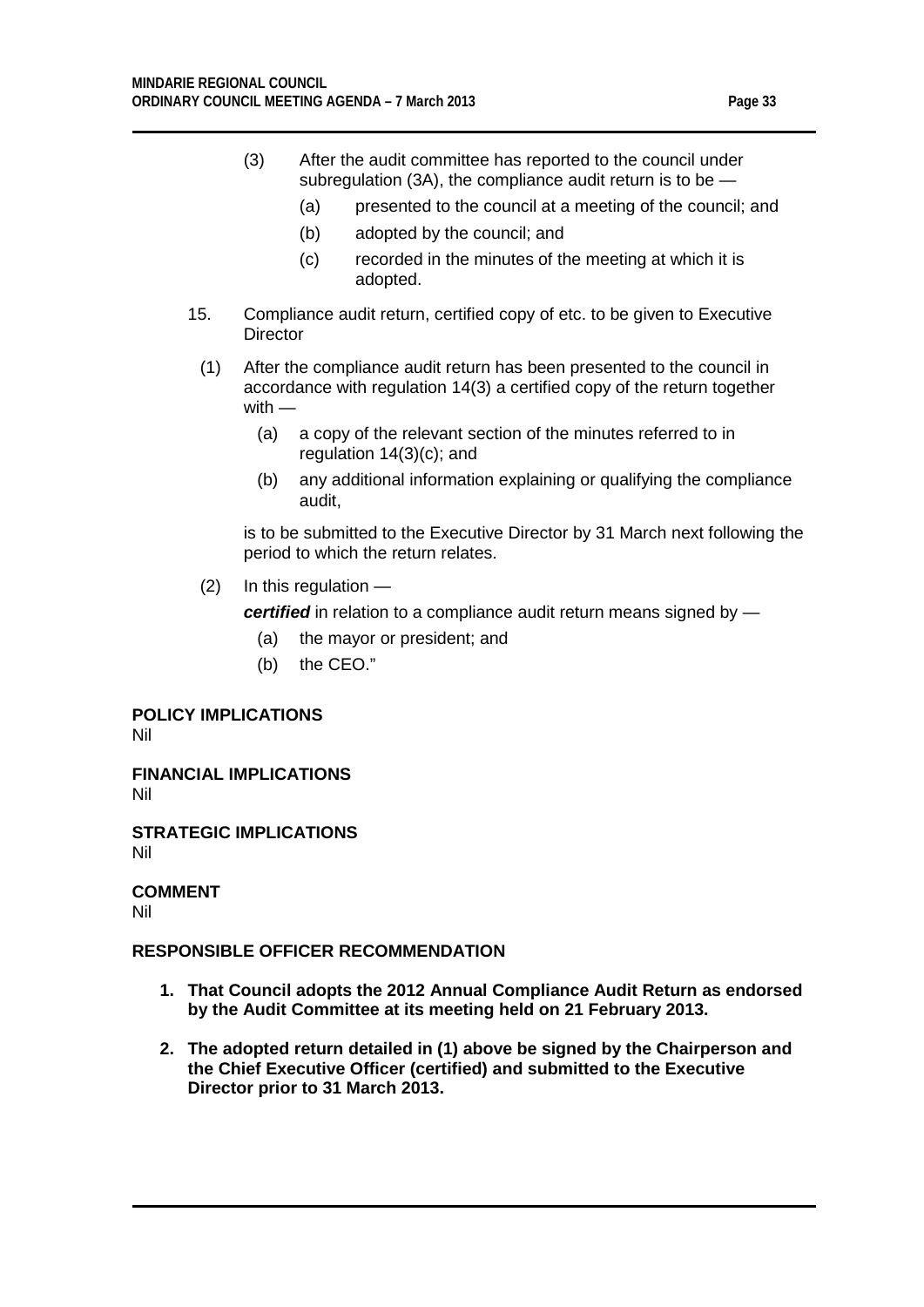(3) After the audit committee has reported to the council under subregulation (3A), the compliance audit return is to be —

  (a) presented to the council at a meeting of the council; and

  (b) adopted by the council; and

  (c) recorded in the minutes of the meeting at which it is adopted.

15. Compliance audit return, certified copy of etc. to be given to Executive Director

(1) After the compliance audit return has been presented to the council in accordance with regulation 14(3) a certified copy of the return together with —

  (a) a copy of the relevant section of the minutes referred to in regulation 14(3)(c); and

  (b) any additional information explaining or qualifying the compliance audit,

is to be submitted to the Executive Director by 31 March next following the period to which the return relates.

(2) In this regulation —

***certified*** in relation to a compliance audit return means signed by —

  (a) the mayor or president; and

  (b) the CEO."

**POLICY IMPLICATIONS**

Nil

**FINANCIAL IMPLICATIONS**

Nil

**STRATEGIC IMPLICATIONS**

Nil

**COMMENT**

Nil

**RESPONSIBLE OFFICER RECOMMENDATION**

1. **That Council adopts the 2012 Annual Compliance Audit Return as endorsed by the Audit Committee at its meeting held on 21 February 2013.**

2. **The adopted return detailed in (1) above be signed by the Chairperson and the Chief Executive Officer (certified) and submitted to the Executive Director prior to 31 March 2013.**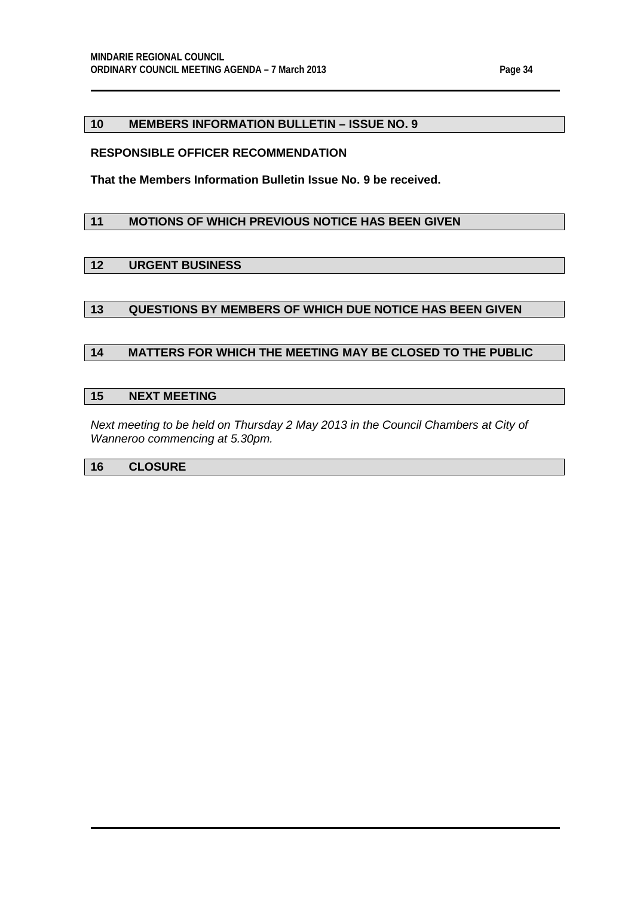## 10 MEMBERS INFORMATION BULLETIN – ISSUE NO. 9

**RESPONSIBLE OFFICER RECOMMENDATION**

**That the Members Information Bulletin Issue No. 9 be received.**

## 11 MOTIONS OF WHICH PREVIOUS NOTICE HAS BEEN GIVEN

## 12 URGENT BUSINESS

## 13 QUESTIONS BY MEMBERS OF WHICH DUE NOTICE HAS BEEN GIVEN

## 14 MATTERS FOR WHICH THE MEETING MAY BE CLOSED TO THE PUBLIC

## 15 NEXT MEETING

*Next meeting to be held on Thursday 2 May 2013 in the Council Chambers at City of Wanneroo commencing at 5.30pm.*

## 16 CLOSURE